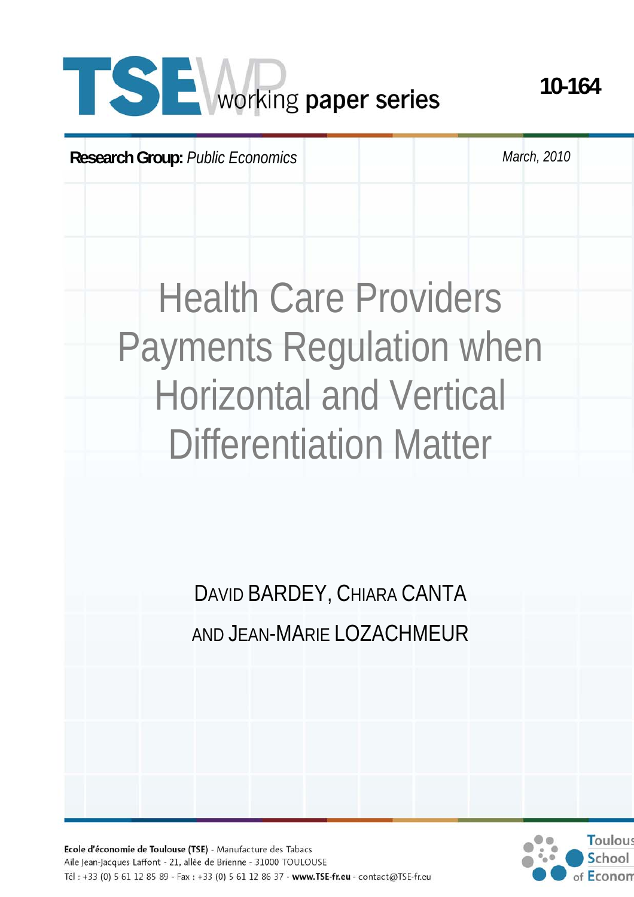# TSE working paper series

**10-164**

**Research Group:** *Public Economics*

*March, 2010*

# Health Care Providers Payments Regulation when Horizontal and Vertical Differentiation Matter

DAVID BARDEY, CHIARA CANTA AND JEAN-MARIE LOZACHMEUR

Ecole d'économie de Toulouse (TSE) - Manufacture des Tabacs
Aile Jean-Jacques Laffont - 21, allée de Brienne - 31000 TOULOUSE
Tél : +33 (0) 5 61 12 85 89 - Fax : +33 (0) 5 61 12 86 37 - **www.TSE-fr.eu** - contact@TSE-fr.eu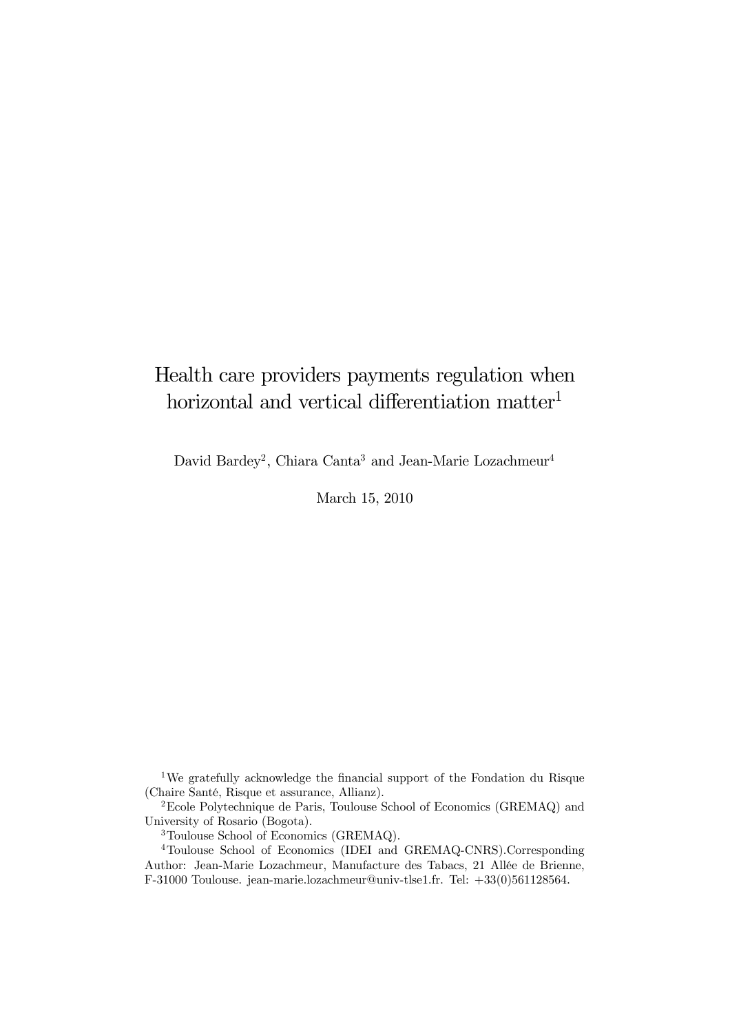# Health care providers payments regulation when horizontal and vertical differentiation matter[1]

David Bardey[2], Chiara Canta[3] and Jean-Marie Lozachmeur[4]

March 15, 2010

[1] We gratefully acknowledge the financial support of the Fondation du Risque (Chaire Santé, Risque et assurance, Allianz).

[2] Ecole Polytechnique de Paris, Toulouse School of Economics (GREMAQ) and University of Rosario (Bogota).

[3] Toulouse School of Economics (GREMAQ).

[4] Toulouse School of Economics (IDEI and GREMAQ-CNRS).Corresponding Author: Jean-Marie Lozachmeur, Manufacture des Tabacs, 21 Allée de Brienne, F-31000 Toulouse. jean-marie.lozachmeur@univ-tlse1.fr. Tel: +33(0)561128564.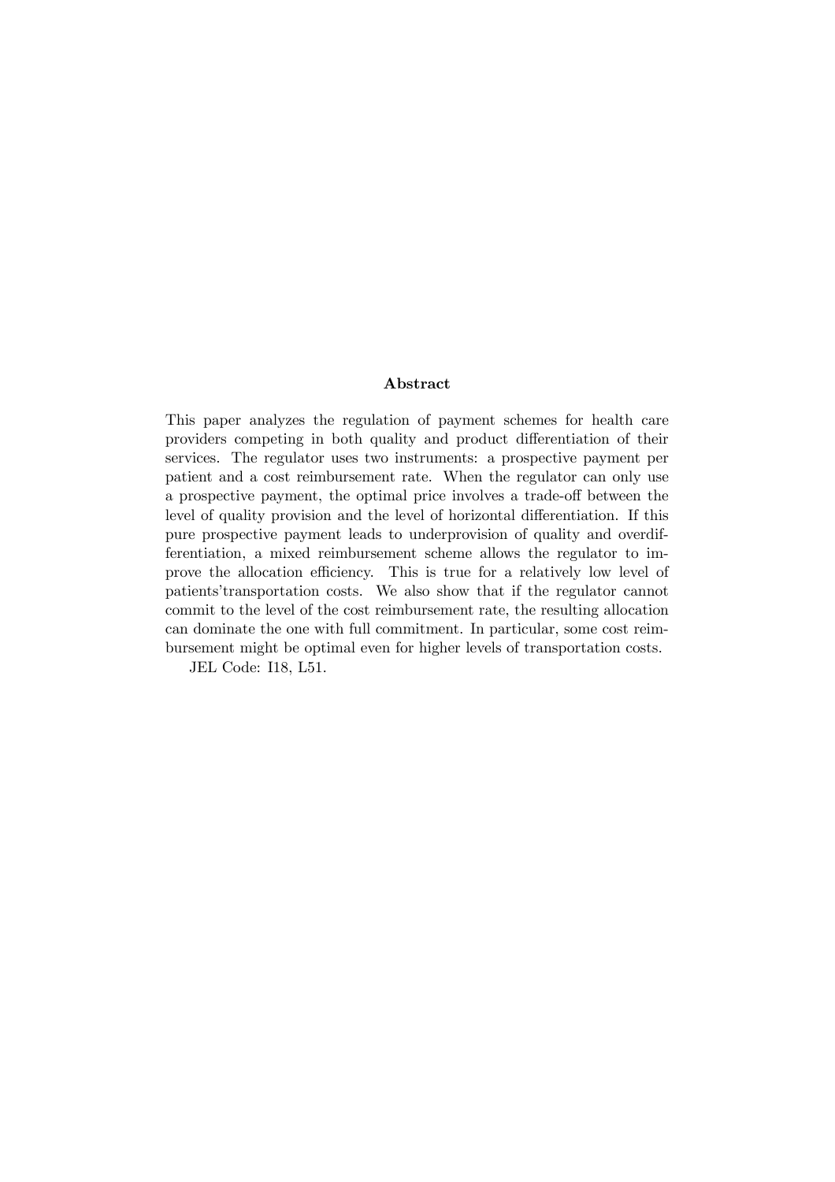## Abstract

This paper analyzes the regulation of payment schemes for health care providers competing in both quality and product differentiation of their services. The regulator uses two instruments: a prospective payment per patient and a cost reimbursement rate. When the regulator can only use a prospective payment, the optimal price involves a trade-off between the level of quality provision and the level of horizontal differentiation. If this pure prospective payment leads to underprovision of quality and overdifferentiation, a mixed reimbursement scheme allows the regulator to improve the allocation efficiency. This is true for a relatively low level of patients'transportation costs. We also show that if the regulator cannot commit to the level of the cost reimbursement rate, the resulting allocation can dominate the one with full commitment. In particular, some cost reimbursement might be optimal even for higher levels of transportation costs.

JEL Code: I18, L51.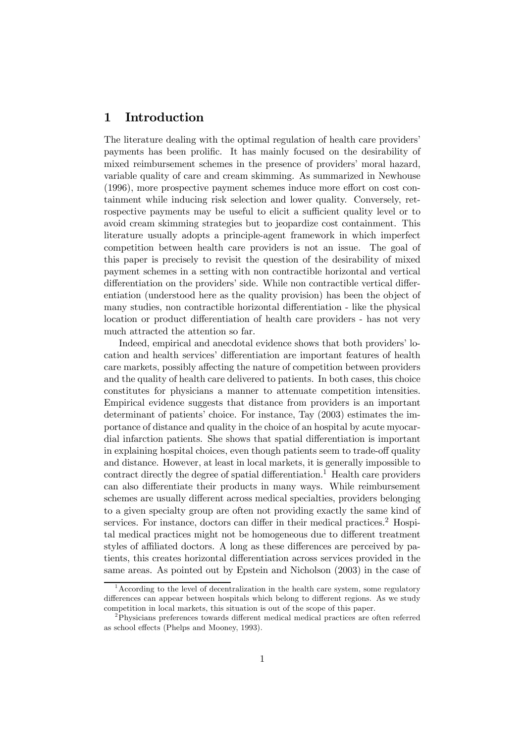# 1 Introduction

The literature dealing with the optimal regulation of health care providers' payments has been prolific. It has mainly focused on the desirability of mixed reimbursement schemes in the presence of providers' moral hazard, variable quality of care and cream skimming. As summarized in Newhouse (1996), more prospective payment schemes induce more effort on cost containment while inducing risk selection and lower quality. Conversely, retrospective payments may be useful to elicit a sufficient quality level or to avoid cream skimming strategies but to jeopardize cost containment. This literature usually adopts a principle-agent framework in which imperfect competition between health care providers is not an issue. The goal of this paper is precisely to revisit the question of the desirability of mixed payment schemes in a setting with non contractible horizontal and vertical differentiation on the providers' side. While non contractible vertical differentiation (understood here as the quality provision) has been the object of many studies, non contractible horizontal differentiation - like the physical location or product differentiation of health care providers - has not very much attracted the attention so far.

Indeed, empirical and anecdotal evidence shows that both providers' location and health services' differentiation are important features of health care markets, possibly affecting the nature of competition between providers and the quality of health care delivered to patients. In both cases, this choice constitutes for physicians a manner to attenuate competition intensities. Empirical evidence suggests that distance from providers is an important determinant of patients' choice. For instance, Tay (2003) estimates the importance of distance and quality in the choice of an hospital by acute myocardial infarction patients. She shows that spatial differentiation is important in explaining hospital choices, even though patients seem to trade-off quality and distance. However, at least in local markets, it is generally impossible to contract directly the degree of spatial differentiation.[1] Health care providers can also differentiate their products in many ways. While reimbursement schemes are usually different across medical specialties, providers belonging to a given specialty group are often not providing exactly the same kind of services. For instance, doctors can differ in their medical practices.[2] Hospital medical practices might not be homogeneous due to different treatment styles of affiliated doctors. A long as these differences are perceived by patients, this creates horizontal differentiation across services provided in the same areas. As pointed out by Epstein and Nicholson (2003) in the case of

[1] According to the level of decentralization in the health care system, some regulatory differences can appear between hospitals which belong to different regions. As we study competition in local markets, this situation is out of the scope of this paper.

[2] Physicians preferences towards different medical medical practices are often referred as school effects (Phelps and Mooney, 1993).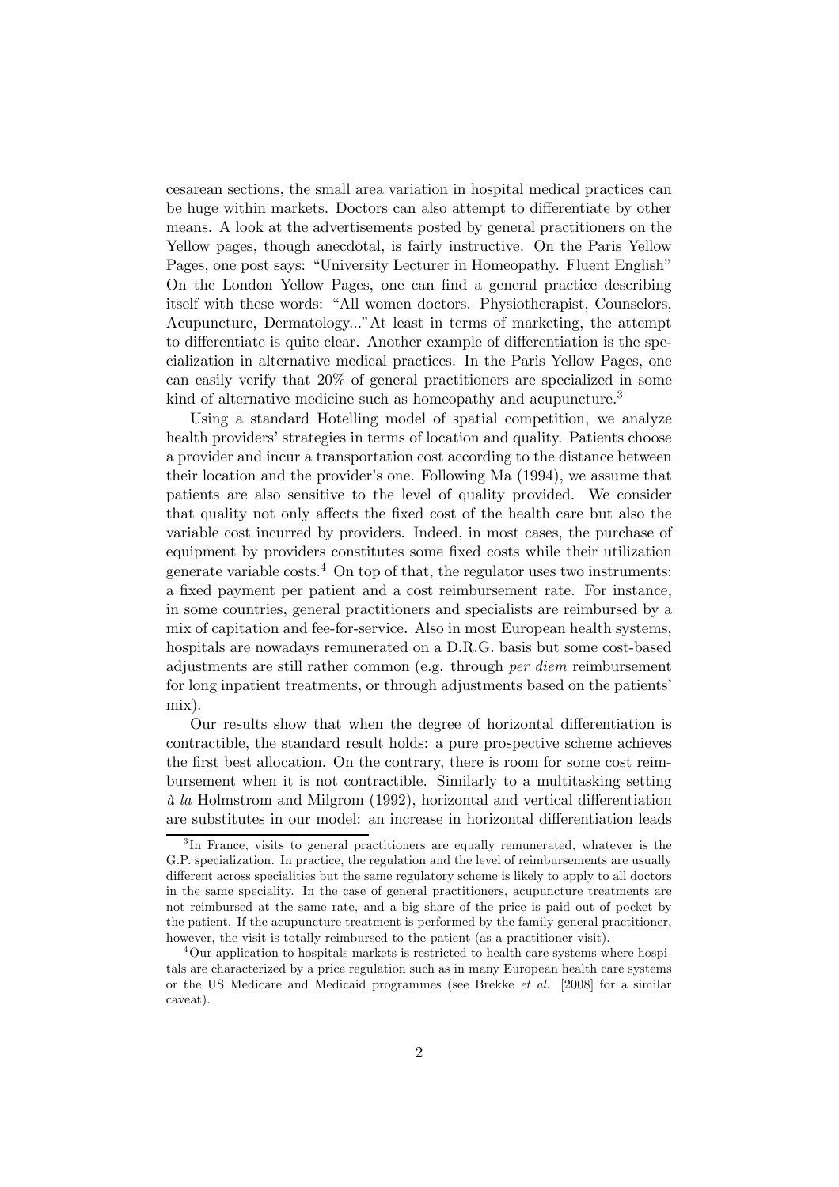cesarean sections, the small area variation in hospital medical practices can be huge within markets. Doctors can also attempt to differentiate by other means. A look at the advertisements posted by general practitioners on the Yellow pages, though anecdotal, is fairly instructive. On the Paris Yellow Pages, one post says: "University Lecturer in Homeopathy. Fluent English" On the London Yellow Pages, one can find a general practice describing itself with these words: "All women doctors. Physiotherapist, Counselors, Acupuncture, Dermatology..." At least in terms of marketing, the attempt to differentiate is quite clear. Another example of differentiation is the specialization in alternative medical practices. In the Paris Yellow Pages, one can easily verify that 20% of general practitioners are specialized in some kind of alternative medicine such as homeopathy and acupuncture.[3]

Using a standard Hotelling model of spatial competition, we analyze health providers' strategies in terms of location and quality. Patients choose a provider and incur a transportation cost according to the distance between their location and the provider's one. Following Ma (1994), we assume that patients are also sensitive to the level of quality provided. We consider that quality not only affects the fixed cost of the health care but also the variable cost incurred by providers. Indeed, in most cases, the purchase of equipment by providers constitutes some fixed costs while their utilization generate variable costs.[4] On top of that, the regulator uses two instruments: a fixed payment per patient and a cost reimbursement rate. For instance, in some countries, general practitioners and specialists are reimbursed by a mix of capitation and fee-for-service. Also in most European health systems, hospitals are nowadays remunerated on a D.R.G. basis but some cost-based adjustments are still rather common (e.g. through *per diem* reimbursement for long inpatient treatments, or through adjustments based on the patients' mix).

Our results show that when the degree of horizontal differentiation is contractible, the standard result holds: a pure prospective scheme achieves the first best allocation. On the contrary, there is room for some cost reimbursement when it is not contractible. Similarly to a multitasking setting *à la* Holmstrom and Milgrom (1992), horizontal and vertical differentiation are substitutes in our model: an increase in horizontal differentiation leads

---

[3] In France, visits to general practitioners are equally remunerated, whatever is the G.P. specialization. In practice, the regulation and the level of reimbursements are usually different across specialities but the same regulatory scheme is likely to apply to all doctors in the same speciality. In the case of general practitioners, acupuncture treatments are not reimbursed at the same rate, and a big share of the price is paid out of pocket by the patient. If the acupuncture treatment is performed by the family general practitioner, however, the visit is totally reimbursed to the patient (as a practitioner visit).

[4] Our application to hospitals markets is restricted to health care systems where hospitals are characterized by a price regulation such as in many European health care systems or the US Medicare and Medicaid programmes (see Brekke *et al.* [2008] for a similar caveat).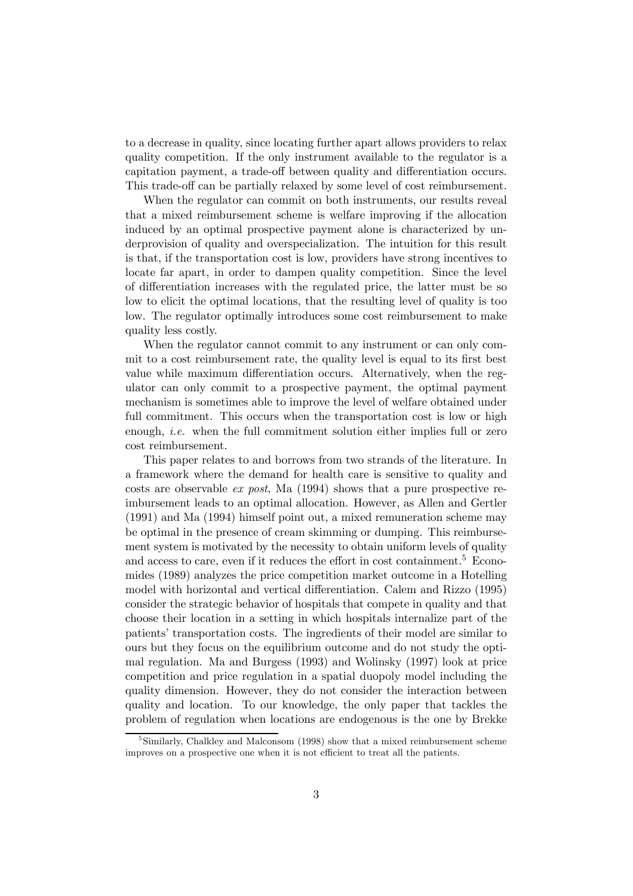to a decrease in quality, since locating further apart allows providers to relax quality competition. If the only instrument available to the regulator is a capitation payment, a trade-off between quality and differentiation occurs. This trade-off can be partially relaxed by some level of cost reimbursement.

When the regulator can commit on both instruments, our results reveal that a mixed reimbursement scheme is welfare improving if the allocation induced by an optimal prospective payment alone is characterized by underprovision of quality and overspecialization. The intuition for this result is that, if the transportation cost is low, providers have strong incentives to locate far apart, in order to dampen quality competition. Since the level of differentiation increases with the regulated price, the latter must be so low to elicit the optimal locations, that the resulting level of quality is too low. The regulator optimally introduces some cost reimbursement to make quality less costly.

When the regulator cannot commit to any instrument or can only commit to a cost reimbursement rate, the quality level is equal to its first best value while maximum differentiation occurs. Alternatively, when the regulator can only commit to a prospective payment, the optimal payment mechanism is sometimes able to improve the level of welfare obtained under full commitment. This occurs when the transportation cost is low or high enough, *i.e.* when the full commitment solution either implies full or zero cost reimbursement.

This paper relates to and borrows from two strands of the literature. In a framework where the demand for health care is sensitive to quality and costs are observable *ex post*, Ma (1994) shows that a pure prospective reimbursement leads to an optimal allocation. However, as Allen and Gertler (1991) and Ma (1994) himself point out, a mixed remuneration scheme may be optimal in the presence of cream skimming or dumping. This reimbursement system is motivated by the necessity to obtain uniform levels of quality and access to care, even if it reduces the effort in cost containment.[5] Economides (1989) analyzes the price competition market outcome in a Hotelling model with horizontal and vertical differentiation. Calem and Rizzo (1995) consider the strategic behavior of hospitals that compete in quality and that choose their location in a setting in which hospitals internalize part of the patients' transportation costs. The ingredients of their model are similar to ours but they focus on the equilibrium outcome and do not study the optimal regulation. Ma and Burgess (1993) and Wolinsky (1997) look at price competition and price regulation in a spatial duopoly model including the quality dimension. However, they do not consider the interaction between quality and location. To our knowledge, the only paper that tackles the problem of regulation when locations are endogenous is the one by Brekke

[5] Similarly, Chalkley and Malconsom (1998) show that a mixed reimbursement scheme improves on a prospective one when it is not efficient to treat all the patients.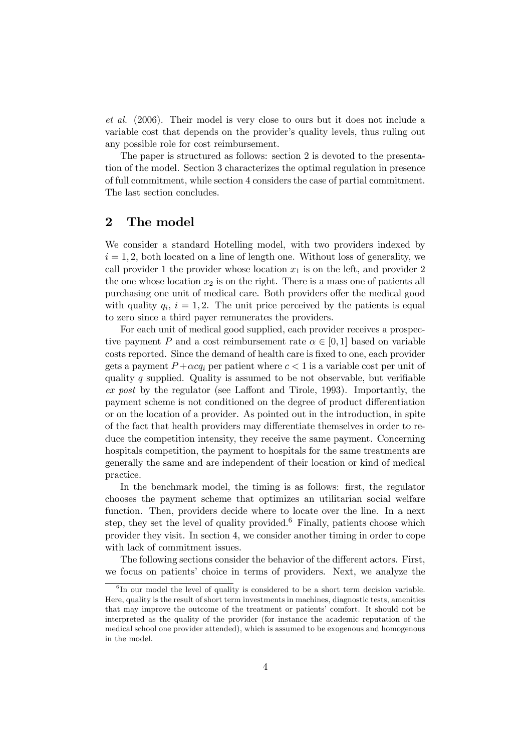*et al.* (2006). Their model is very close to ours but it does not include a variable cost that depends on the provider's quality levels, thus ruling out any possible role for cost reimbursement.

The paper is structured as follows: section 2 is devoted to the presentation of the model. Section 3 characterizes the optimal regulation in presence of full commitment, while section 4 considers the case of partial commitment. The last section concludes.

## 2 The model

We consider a standard Hotelling model, with two providers indexed by $i = 1, 2$, both located on a line of length one. Without loss of generality, we call provider 1 the provider whose location $x_1$ is on the left, and provider 2 the one whose location $x_2$ is on the right. There is a mass one of patients all purchasing one unit of medical care. Both providers offer the medical good with quality $q_i$, $i = 1, 2$. The unit price perceived by the patients is equal to zero since a third payer remunerates the providers.

For each unit of medical good supplied, each provider receives a prospective payment $P$ and a cost reimbursement rate $\alpha \in [0, 1]$ based on variable costs reported. Since the demand of health care is fixed to one, each provider gets a payment $P + \alpha c q_i$ per patient where $c < 1$ is a variable cost per unit of quality $q$ supplied. Quality is assumed to be not observable, but verifiable *ex post* by the regulator (see Laffont and Tirole, 1993). Importantly, the payment scheme is not conditioned on the degree of product differentiation or on the location of a provider. As pointed out in the introduction, in spite of the fact that health providers may differentiate themselves in order to reduce the competition intensity, they receive the same payment. Concerning hospitals competition, the payment to hospitals for the same treatments are generally the same and are independent of their location or kind of medical practice.

In the benchmark model, the timing is as follows: first, the regulator chooses the payment scheme that optimizes an utilitarian social welfare function. Then, providers decide where to locate over the line. In a next step, they set the level of quality provided.[6] Finally, patients choose which provider they visit. In section 4, we consider another timing in order to cope with lack of commitment issues.

The following sections consider the behavior of the different actors. First, we focus on patients' choice in terms of providers. Next, we analyze the

[6] In our model the level of quality is considered to be a short term decision variable. Here, quality is the result of short term investments in machines, diagnostic tests, amenities that may improve the outcome of the treatment or patients' comfort. It should not be interpreted as the quality of the provider (for instance the academic reputation of the medical school one provider attended), which is assumed to be exogenous and homogenous in the model.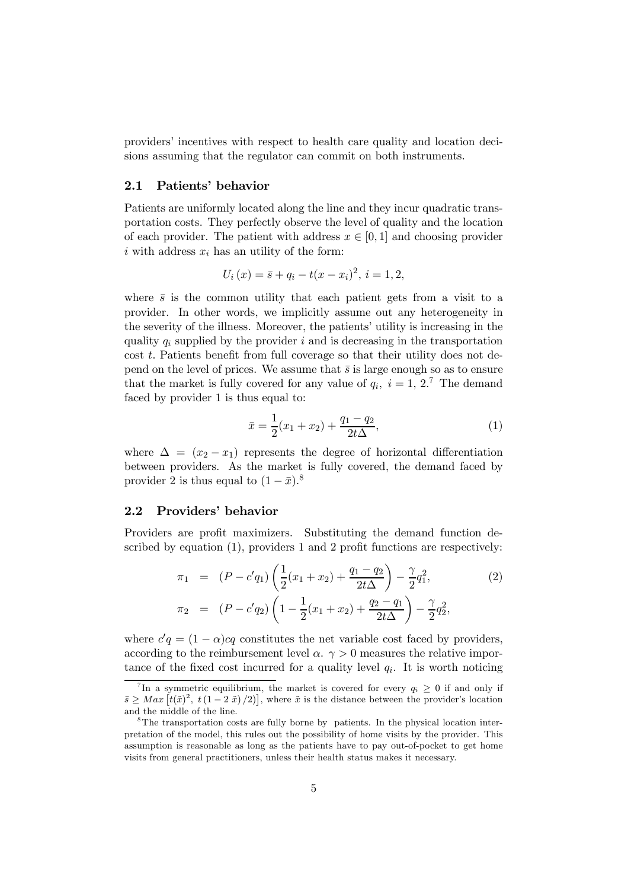providers' incentives with respect to health care quality and location decisions assuming that the regulator can commit on both instruments.

### 2.1 Patients' behavior

Patients are uniformly located along the line and they incur quadratic transportation costs. They perfectly observe the level of quality and the location of each provider. The patient with address $x \in [0, 1]$ and choosing provider $i$ with address $x_i$ has an utility of the form:

$$U_i(x) = \bar{s} + q_i - t(x - x_i)^2, \; i = 1, 2,$$

where $\bar{s}$ is the common utility that each patient gets from a visit to a provider. In other words, we implicitly assume out any heterogeneity in the severity of the illness. Moreover, the patients' utility is increasing in the quality $q_i$ supplied by the provider $i$ and is decreasing in the transportation cost $t$. Patients benefit from full coverage so that their utility does not depend on the level of prices. We assume that $\bar{s}$ is large enough so as to ensure that the market is fully covered for any value of $q_i, \; i = 1, 2$.[7] The demand faced by provider 1 is thus equal to:

$$\bar{x} = \frac{1}{2}(x_1 + x_2) + \frac{q_1 - q_2}{2t\Delta}, \tag{1}$$

where $\Delta = (x_2 - x_1)$ represents the degree of horizontal differentiation between providers. As the market is fully covered, the demand faced by provider 2 is thus equal to $(1 - \bar{x})$.[8]

### 2.2 Providers' behavior

Providers are profit maximizers. Substituting the demand function described by equation (1), providers 1 and 2 profit functions are respectively:

$$\begin{aligned}
\pi_1 &= (P - c'q_1)\left(\frac{1}{2}(x_1 + x_2) + \frac{q_1 - q_2}{2t\Delta}\right) - \frac{\gamma}{2}q_1^2, \\
\pi_2 &= (P - c'q_2)\left(1 - \frac{1}{2}(x_1 + x_2) + \frac{q_2 - q_1}{2t\Delta}\right) - \frac{\gamma}{2}q_2^2,
\end{aligned} \tag{2}$$

where $c'q = (1 - \alpha)cq$ constitutes the net variable cost faced by providers, according to the reimbursement level $\alpha$. $\gamma > 0$ measures the relative importance of the fixed cost incurred for a quality level $q_i$. It is worth noticing

[7] In a symmetric equilibrium, the market is covered for every $q_i \geq 0$ if and only if $\bar{s} \geq Max\left[t(\tilde{x})^2, \; t(1 - 2\,\tilde{x})/2)\right]$, where $\tilde{x}$ is the distance between the provider's location and the middle of the line.

[8] The transportation costs are fully borne by patients. In the physical location interpretation of the model, this rules out the possibility of home visits by the provider. This assumption is reasonable as long as the patients have to pay out-of-pocket to get home visits from general practitioners, unless their health status makes it necessary.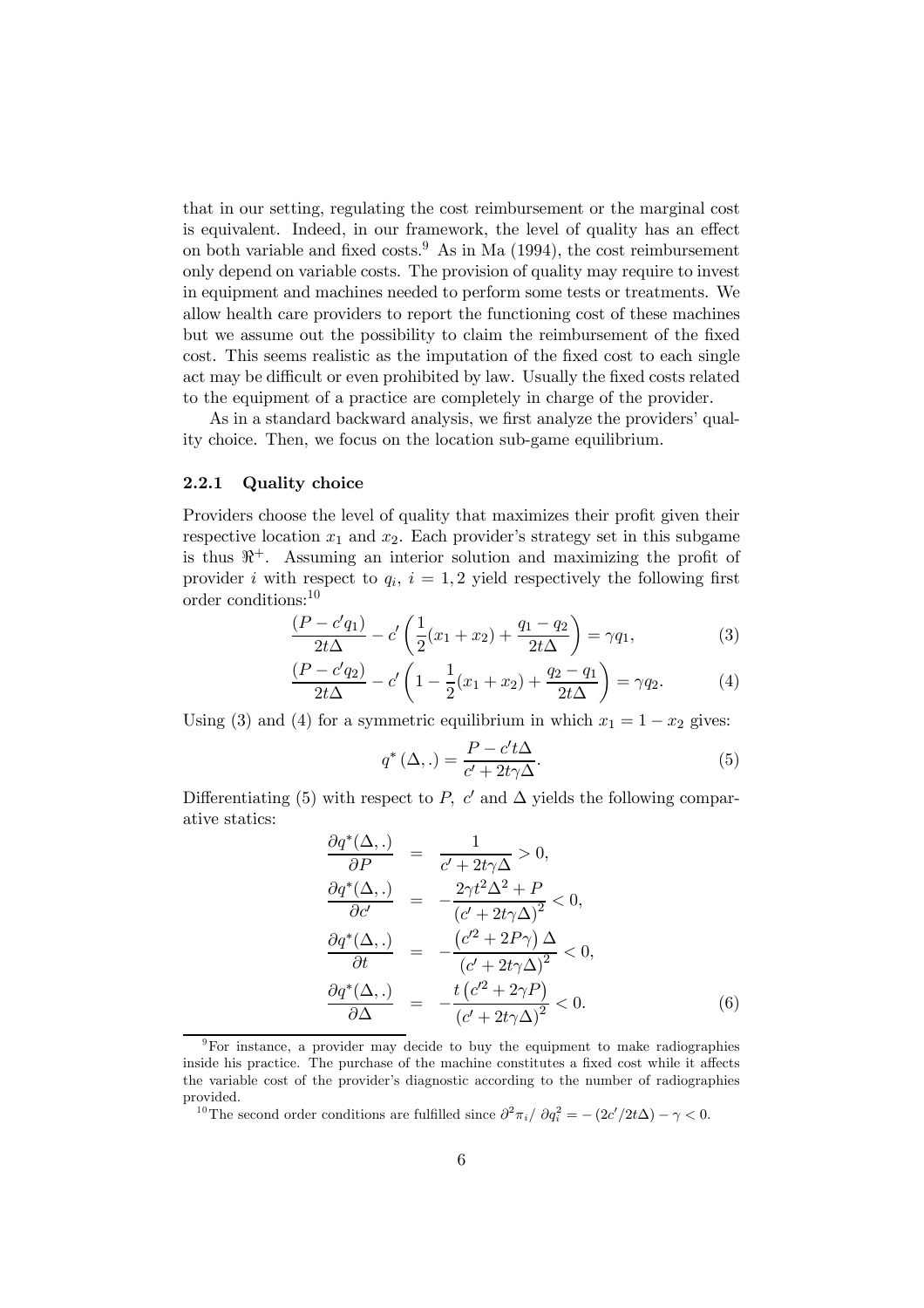that in our setting, regulating the cost reimbursement or the marginal cost is equivalent. Indeed, in our framework, the level of quality has an effect on both variable and fixed costs.[9] As in Ma (1994), the cost reimbursement only depend on variable costs. The provision of quality may require to invest in equipment and machines needed to perform some tests or treatments. We allow health care providers to report the functioning cost of these machines but we assume out the possibility to claim the reimbursement of the fixed cost. This seems realistic as the imputation of the fixed cost to each single act may be difficult or even prohibited by law. Usually the fixed costs related to the equipment of a practice are completely in charge of the provider.

As in a standard backward analysis, we first analyze the providers' quality choice. Then, we focus on the location sub-game equilibrium.

### 2.2.1 Quality choice

Providers choose the level of quality that maximizes their profit given their respective location $x_1$ and $x_2$. Each provider's strategy set in this subgame is thus $\Re^+$. Assuming an interior solution and maximizing the profit of provider $i$ with respect to $q_i$, $i = 1, 2$ yield respectively the following first order conditions:[10]

$$\frac{(P - c'q_1)}{2t\Delta} - c'\left(\frac{1}{2}(x_1 + x_2) + \frac{q_1 - q_2}{2t\Delta}\right) = \gamma q_1, \tag{3}$$

$$\frac{(P - c'q_2)}{2t\Delta} - c'\left(1 - \frac{1}{2}(x_1 + x_2) + \frac{q_2 - q_1}{2t\Delta}\right) = \gamma q_2. \tag{4}$$

Using (3) and (4) for a symmetric equilibrium in which $x_1 = 1 - x_2$ gives:

$$q^*(\Delta, .) = \frac{P - c't\Delta}{c' + 2t\gamma\Delta}. \tag{5}$$

Differentiating (5) with respect to $P$, $c'$ and $\Delta$ yields the following comparative statics:

$$\begin{aligned}
\frac{\partial q^*(\Delta, .)}{\partial P} &= \frac{1}{c' + 2t\gamma\Delta} > 0, \\
\frac{\partial q^*(\Delta, .)}{\partial c'} &= -\frac{2\gamma t^2 \Delta^2 + P}{(c' + 2t\gamma\Delta)^2} < 0, \\
\frac{\partial q^*(\Delta, .)}{\partial t} &= -\frac{\left(c'^2 + 2P\gamma\right)\Delta}{(c' + 2t\gamma\Delta)^2} < 0, \\
\frac{\partial q^*(\Delta, .)}{\partial \Delta} &= -\frac{t\left(c'^2 + 2\gamma P\right)}{(c' + 2t\gamma\Delta)^2} < 0.
\end{aligned} \tag{6}$$

[9] For instance, a provider may decide to buy the equipment to make radiographies inside his practice. The purchase of the machine constitutes a fixed cost while it affects the variable cost of the provider's diagnostic according to the number of radiographies provided.

[10] The second order conditions are fulfilled since $\partial^2 \pi_i / \partial q_i^2 = -(2c'/2t\Delta) - \gamma < 0$.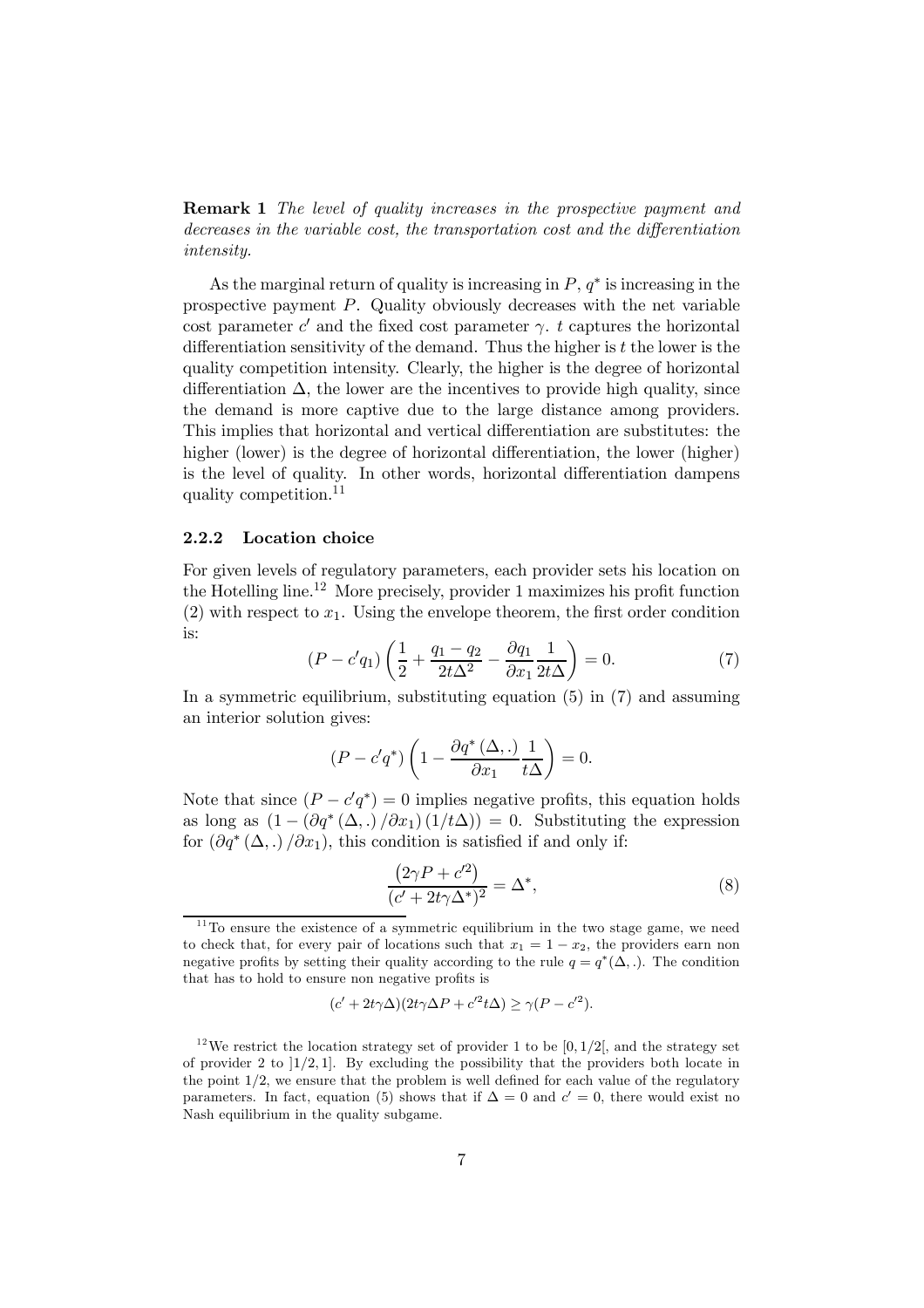**Remark 1** *The level of quality increases in the prospective payment and decreases in the variable cost, the transportation cost and the differentiation intensity.*

As the marginal return of quality is increasing in $P$, $q^*$ is increasing in the prospective payment $P$. Quality obviously decreases with the net variable cost parameter $c'$ and the fixed cost parameter $\gamma$. $t$ captures the horizontal differentiation sensitivity of the demand. Thus the higher is $t$ the lower is the quality competition intensity. Clearly, the higher is the degree of horizontal differentiation $\Delta$, the lower are the incentives to provide high quality, since the demand is more captive due to the large distance among providers. This implies that horizontal and vertical differentiation are substitutes: the higher (lower) is the degree of horizontal differentiation, the lower (higher) is the level of quality. In other words, horizontal differentiation dampens quality competition.[11]

### 2.2.2 Location choice

For given levels of regulatory parameters, each provider sets his location on the Hotelling line.[12] More precisely, provider 1 maximizes his profit function (2) with respect to $x_1$. Using the envelope theorem, the first order condition is:

$$(P - c'q_1)\left(\frac{1}{2} + \frac{q_1 - q_2}{2t\Delta^2} - \frac{\partial q_1}{\partial x_1}\frac{1}{2t\Delta}\right) = 0. \tag{7}$$

In a symmetric equilibrium, substituting equation (5) in (7) and assuming an interior solution gives:

$$(P - c'q^*)\left(1 - \frac{\partial q^*(\Delta, .)}{\partial x_1}\frac{1}{t\Delta}\right) = 0.$$

Note that since $(P - c'q^*) = 0$ implies negative profits, this equation holds as long as $(1 - (\partial q^*(\Delta, .)/\partial x_1)(1/t\Delta)) = 0$. Substituting the expression for $(\partial q^*(\Delta, .)/\partial x_1)$, this condition is satisfied if and only if:

$$\frac{(2\gamma P + c'^2)}{(c' + 2t\gamma\Delta^*)^2} = \Delta^*, \tag{8}$$

[11] To ensure the existence of a symmetric equilibrium in the two stage game, we need to check that, for every pair of locations such that $x_1 = 1 - x_2$, the providers earn non negative profits by setting their quality according to the rule $q = q^*(\Delta, .)$. The condition that has to hold to ensure non negative profits is

$$(c' + 2t\gamma\Delta)(2t\gamma\Delta P + c'^2 t\Delta) \geq \gamma(P - c'^2).$$

[12] We restrict the location strategy set of provider 1 to be $[0, 1/2[$, and the strategy set of provider 2 to $]1/2, 1]$. By excluding the possibility that the providers both locate in the point $1/2$, we ensure that the problem is well defined for each value of the regulatory parameters. In fact, equation (5) shows that if $\Delta = 0$ and $c' = 0$, there would exist no Nash equilibrium in the quality subgame.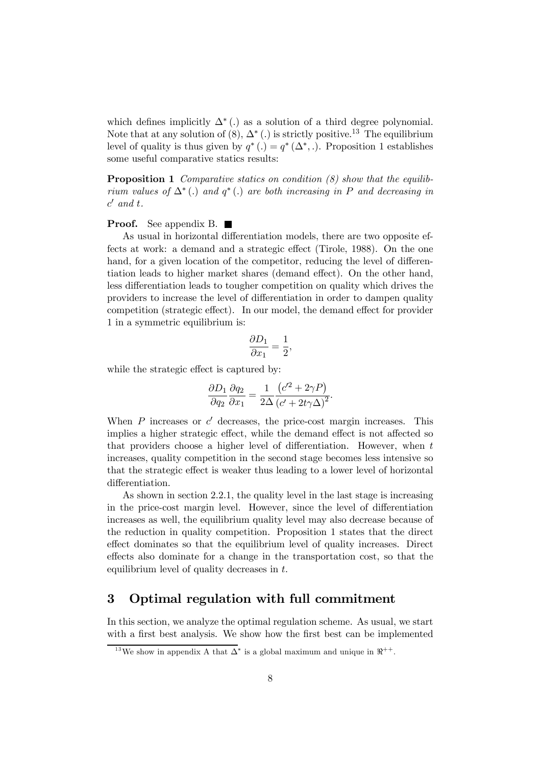which defines implicitly $\Delta^*(.)$ as a solution of a third degree polynomial. Note that at any solution of (8), $\Delta^*(.)$ is strictly positive.[13] The equilibrium level of quality is thus given by $q^*(.) = q^*(\Delta^*, .)$. Proposition 1 establishes some useful comparative statics results:

**Proposition 1** *Comparative statics on condition (8) show that the equilibrium values of $\Delta^*(.)$ and $q^*(.)$ are both increasing in $P$ and decreasing in $c'$ and $t$.*

**Proof.** See appendix B. ■

As usual in horizontal differentiation models, there are two opposite effects at work: a demand and a strategic effect (Tirole, 1988). On the one hand, for a given location of the competitor, reducing the level of differentiation leads to higher market shares (demand effect). On the other hand, less differentiation leads to tougher competition on quality which drives the providers to increase the level of differentiation in order to dampen quality competition (strategic effect). In our model, the demand effect for provider 1 in a symmetric equilibrium is:

$$\frac{\partial D_1}{\partial x_1} = \frac{1}{2},$$

while the strategic effect is captured by:

$$\frac{\partial D_1}{\partial q_2}\frac{\partial q_2}{\partial x_1} = \frac{1}{2\Delta}\frac{\left(c'^2 + 2\gamma P\right)}{\left(c' + 2t\gamma\Delta\right)^2}.$$

When $P$ increases or $c'$ decreases, the price-cost margin increases. This implies a higher strategic effect, while the demand effect is not affected so that providers choose a higher level of differentiation. However, when $t$ increases, quality competition in the second stage becomes less intensive so that the strategic effect is weaker thus leading to a lower level of horizontal differentiation.

As shown in section 2.2.1, the quality level in the last stage is increasing in the price-cost margin level. However, since the level of differentiation increases as well, the equilibrium quality level may also decrease because of the reduction in quality competition. Proposition 1 states that the direct effect dominates so that the equilibrium level of quality increases. Direct effects also dominate for a change in the transportation cost, so that the equilibrium level of quality decreases in $t$.

## 3 Optimal regulation with full commitment

In this section, we analyze the optimal regulation scheme. As usual, we start with a first best analysis. We show how the first best can be implemented

[13] We show in appendix A that $\Delta^*$ is a global maximum and unique in $\Re^{++}$.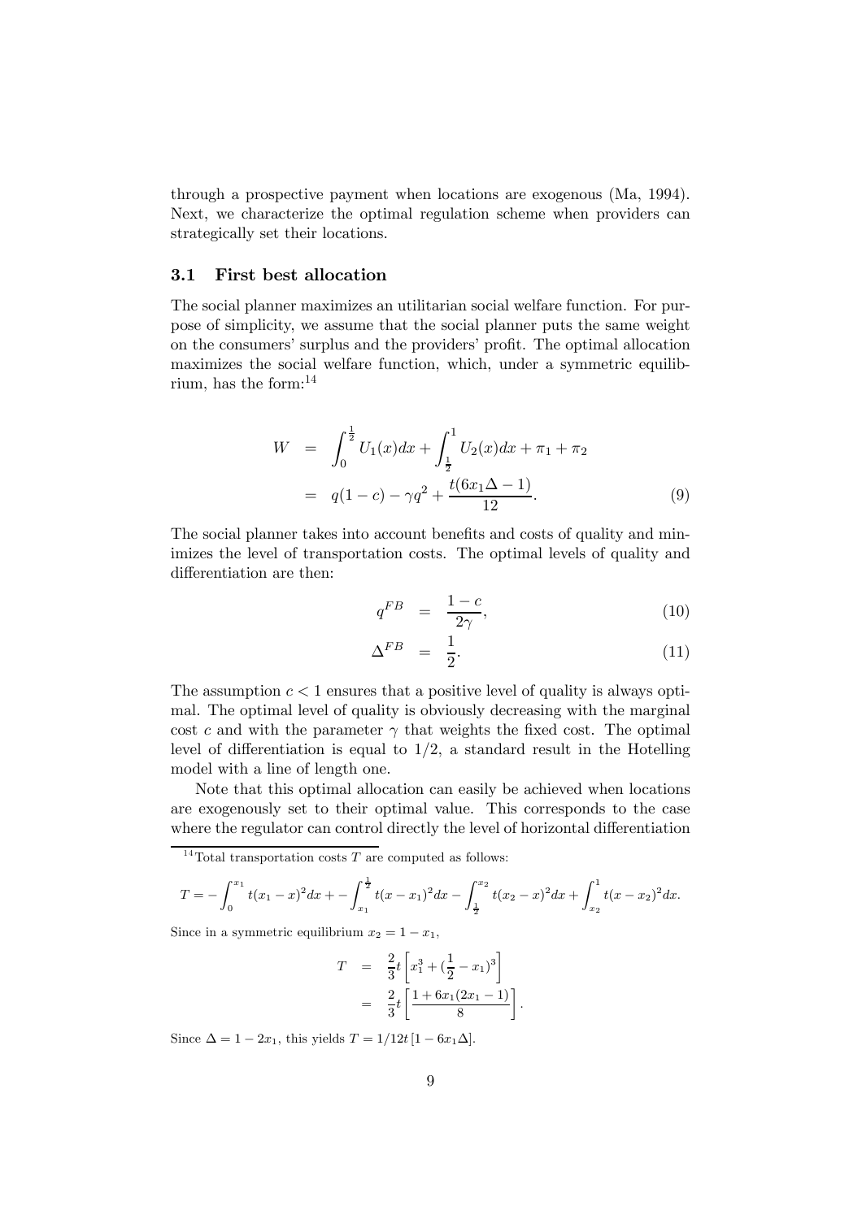through a prospective payment when locations are exogenous (Ma, 1994). Next, we characterize the optimal regulation scheme when providers can strategically set their locations.

### 3.1 First best allocation

The social planner maximizes an utilitarian social welfare function. For purpose of simplicity, we assume that the social planner puts the same weight on the consumers' surplus and the providers' profit. The optimal allocation maximizes the social welfare function, which, under a symmetric equilibrium, has the form:[14]

$$
\begin{aligned}
W &= \int_0^{\frac{1}{2}} U_1(x)dx + \int_{\frac{1}{2}}^1 U_2(x)dx + \pi_1 + \pi_2 \\
&= q(1-c) - \gamma q^2 + \frac{t(6x_1\Delta - 1)}{12}. \qquad (9)
\end{aligned}
$$

The social planner takes into account benefits and costs of quality and minimizes the level of transportation costs. The optimal levels of quality and differentiation are then:

$$
\begin{aligned}
q^{FB} &= \frac{1-c}{2\gamma}, \qquad (10) \\
\Delta^{FB} &= \frac{1}{2}. \qquad (11)
\end{aligned}
$$

The assumption $c < 1$ ensures that a positive level of quality is always optimal. The optimal level of quality is obviously decreasing with the marginal cost $c$ and with the parameter $\gamma$ that weights the fixed cost. The optimal level of differentiation is equal to $1/2$, a standard result in the Hotelling model with a line of length one.

Note that this optimal allocation can easily be achieved when locations are exogenously set to their optimal value. This corresponds to the case where the regulator can control directly the level of horizontal differentiation

---

[14] Total transportation costs $T$ are computed as follows:

$$
T = -\int_0^{x_1} t(x_1 - x)^2 dx + -\int_{x_1}^{\frac{1}{2}} t(x - x_1)^2 dx - \int_{\frac{1}{2}}^{x_2} t(x_2 - x)^2 dx + \int_{x_2}^1 t(x - x_2)^2 dx.
$$

Since in a symmetric equilibrium $x_2 = 1 - x_1$,

$$
\begin{aligned}
T &= \frac{2}{3}t\left[x_1^3 + (\frac{1}{2} - x_1)^3\right] \\
&= \frac{2}{3}t\left[\frac{1 + 6x_1(2x_1 - 1)}{8}\right].
\end{aligned}
$$

Since $\Delta = 1 - 2x_1$, this yields $T = 1/12t\left[1 - 6x_1\Delta\right]$.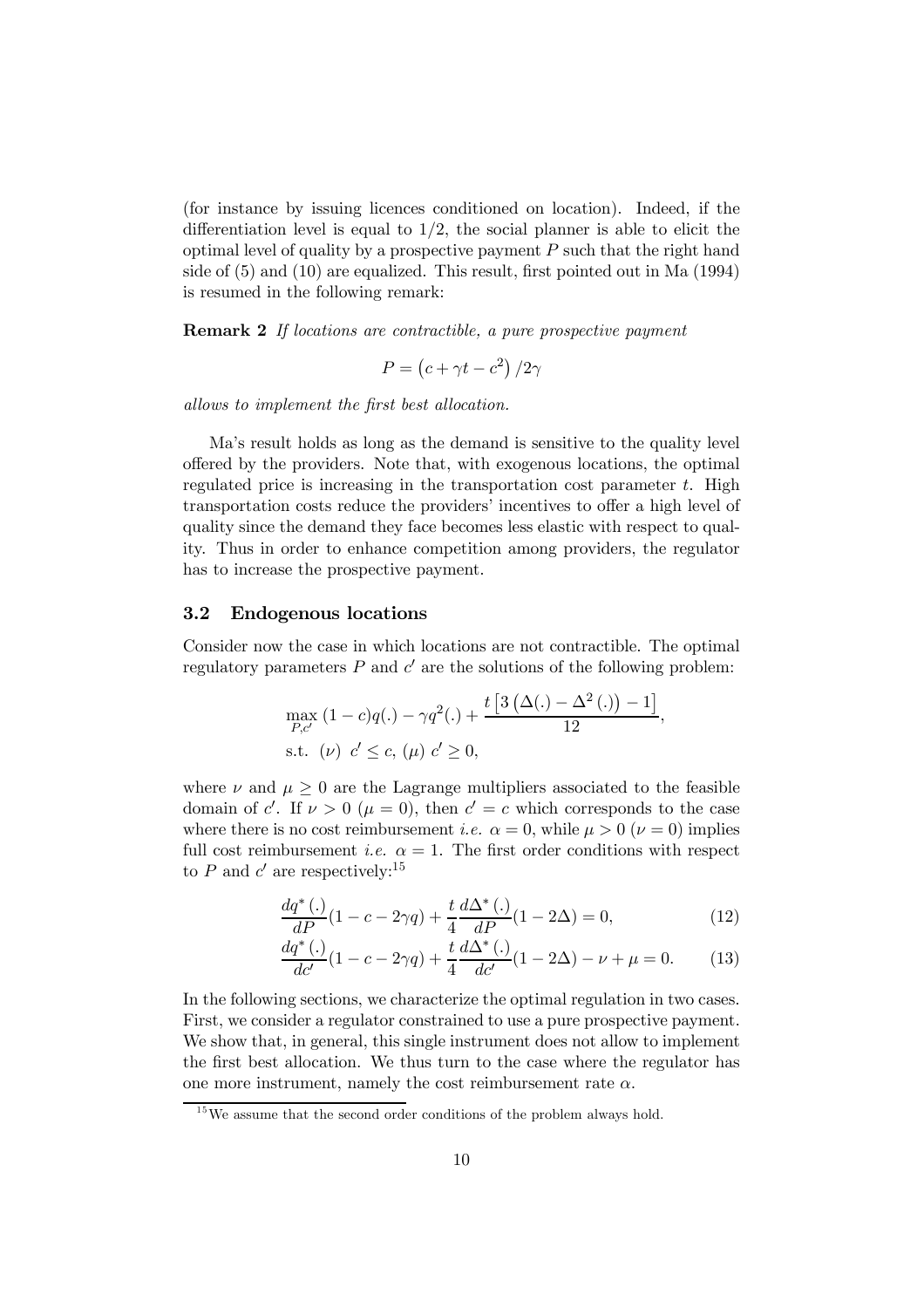(for instance by issuing licences conditioned on location). Indeed, if the differentiation level is equal to $1/2$, the social planner is able to elicit the optimal level of quality by a prospective payment $P$ such that the right hand side of (5) and (10) are equalized. This result, first pointed out in Ma (1994) is resumed in the following remark:

**Remark 2** *If locations are contractible, a pure prospective payment*

$$P = \left(c + \gamma t - c^2\right)/2\gamma$$

*allows to implement the first best allocation.*

Ma's result holds as long as the demand is sensitive to the quality level offered by the providers. Note that, with exogenous locations, the optimal regulated price is increasing in the transportation cost parameter $t$. High transportation costs reduce the providers' incentives to offer a high level of quality since the demand they face becomes less elastic with respect to quality. Thus in order to enhance competition among providers, the regulator has to increase the prospective payment.

### 3.2 Endogenous locations

Consider now the case in which locations are not contractible. The optimal regulatory parameters $P$ and $c'$ are the solutions of the following problem:

$$\max_{P,c'} (1-c)q(.) - \gamma q^2(.) + \frac{t\left[3\left(\Delta(.) - \Delta^2(.)\right) - 1\right]}{12},$$
$$\text{s.t. } (\nu)\ c' \leq c,\ (\mu)\ c' \geq 0,$$

where $\nu$ and $\mu \geq 0$ are the Lagrange multipliers associated to the feasible domain of $c'$. If $\nu > 0$ $(\mu = 0)$, then $c' = c$ which corresponds to the case where there is no cost reimbursement *i.e.* $\alpha = 0$, while $\mu > 0$ $(\nu = 0)$ implies full cost reimbursement *i.e.* $\alpha = 1$. The first order conditions with respect to $P$ and $c'$ are respectively:[15]

$$\frac{dq^*(.)}{dP}(1 - c - 2\gamma q) + \frac{t}{4}\frac{d\Delta^*(.)}{dP}(1 - 2\Delta) = 0, \tag{12}$$

$$\frac{dq^*(.)}{dc'}(1 - c - 2\gamma q) + \frac{t}{4}\frac{d\Delta^*(.)}{dc'}(1 - 2\Delta) - \nu + \mu = 0. \tag{13}$$

In the following sections, we characterize the optimal regulation in two cases. First, we consider a regulator constrained to use a pure prospective payment. We show that, in general, this single instrument does not allow to implement the first best allocation. We thus turn to the case where the regulator has one more instrument, namely the cost reimbursement rate $\alpha$.

[15] We assume that the second order conditions of the problem always hold.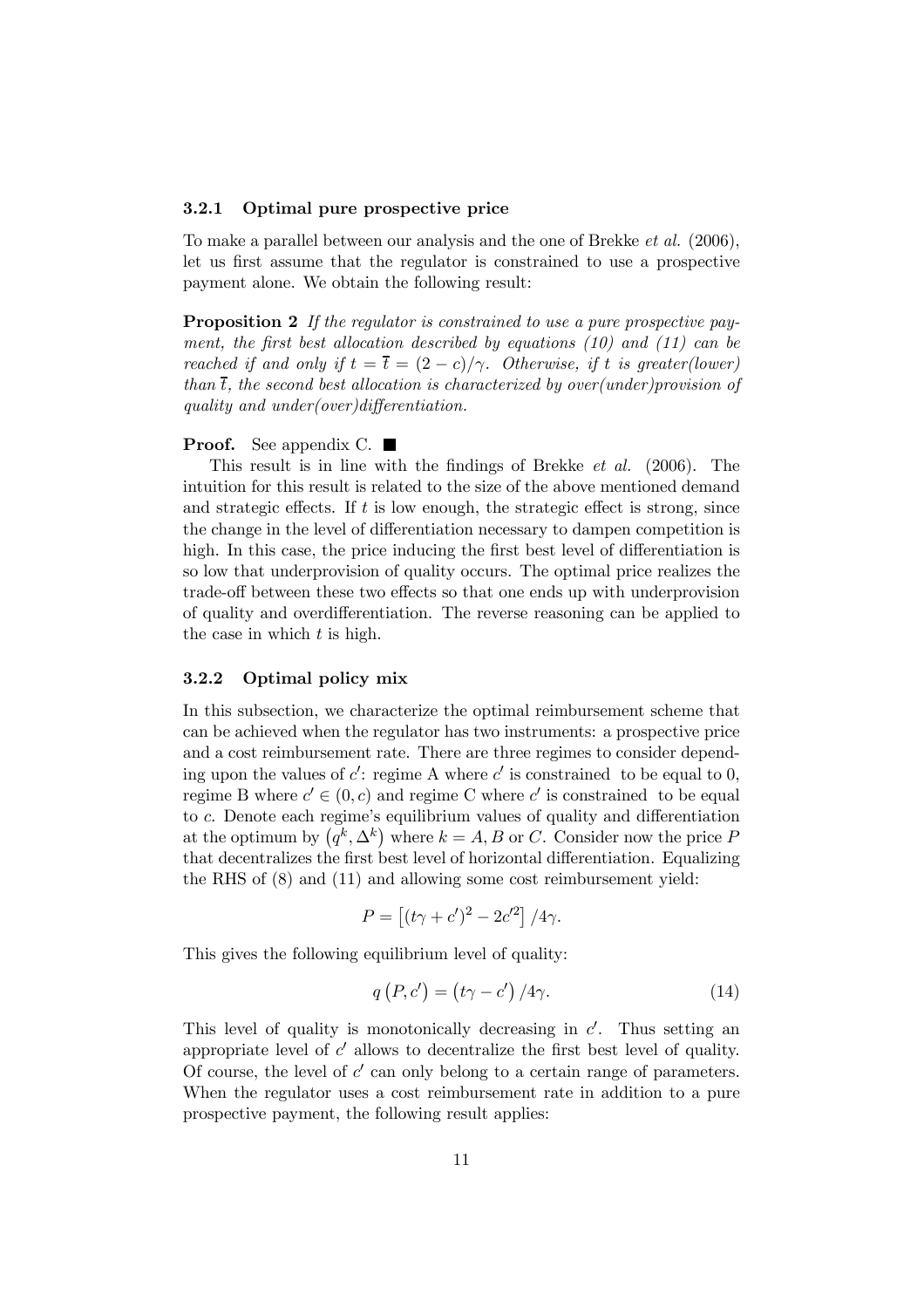#### 3.2.1 Optimal pure prospective price

To make a parallel between our analysis and the one of Brekke *et al.* (2006), let us first assume that the regulator is constrained to use a prospective payment alone. We obtain the following result:

**Proposition 2** *If the regulator is constrained to use a pure prospective payment, the first best allocation described by equations (10) and (11) can be reached if and only if $t = \overline{t} = (2 - c)/\gamma$. Otherwise, if $t$ is greater(lower) than $\overline{t}$, the second best allocation is characterized by over(under)provision of quality and under(over)differentiation.*

**Proof.** See appendix C. ■

This result is in line with the findings of Brekke *et al.* (2006). The intuition for this result is related to the size of the above mentioned demand and strategic effects. If $t$ is low enough, the strategic effect is strong, since the change in the level of differentiation necessary to dampen competition is high. In this case, the price inducing the first best level of differentiation is so low that underprovision of quality occurs. The optimal price realizes the trade-off between these two effects so that one ends up with underprovision of quality and overdifferentiation. The reverse reasoning can be applied to the case in which $t$ is high.

#### 3.2.2 Optimal policy mix

In this subsection, we characterize the optimal reimbursement scheme that can be achieved when the regulator has two instruments: a prospective price and a cost reimbursement rate. There are three regimes to consider depending upon the values of $c'$: regime A where $c'$ is constrained to be equal to 0, regime B where $c' \in (0, c)$ and regime C where $c'$ is constrained to be equal to $c$. Denote each regime's equilibrium values of quality and differentiation at the optimum by $\left(q^k, \Delta^k\right)$ where $k = A, B$ or $C$. Consider now the price $P$ that decentralizes the first best level of horizontal differentiation. Equalizing the RHS of (8) and (11) and allowing some cost reimbursement yield:

$$P = \left[(t\gamma + c')^2 - 2c'^2\right]/4\gamma.$$

This gives the following equilibrium level of quality:

$$q\left(P, c'\right) = \left(t\gamma - c'\right)/4\gamma. \tag{14}$$

This level of quality is monotonically decreasing in $c'$. Thus setting an appropriate level of $c'$ allows to decentralize the first best level of quality. Of course, the level of $c'$ can only belong to a certain range of parameters. When the regulator uses a cost reimbursement rate in addition to a pure prospective payment, the following result applies: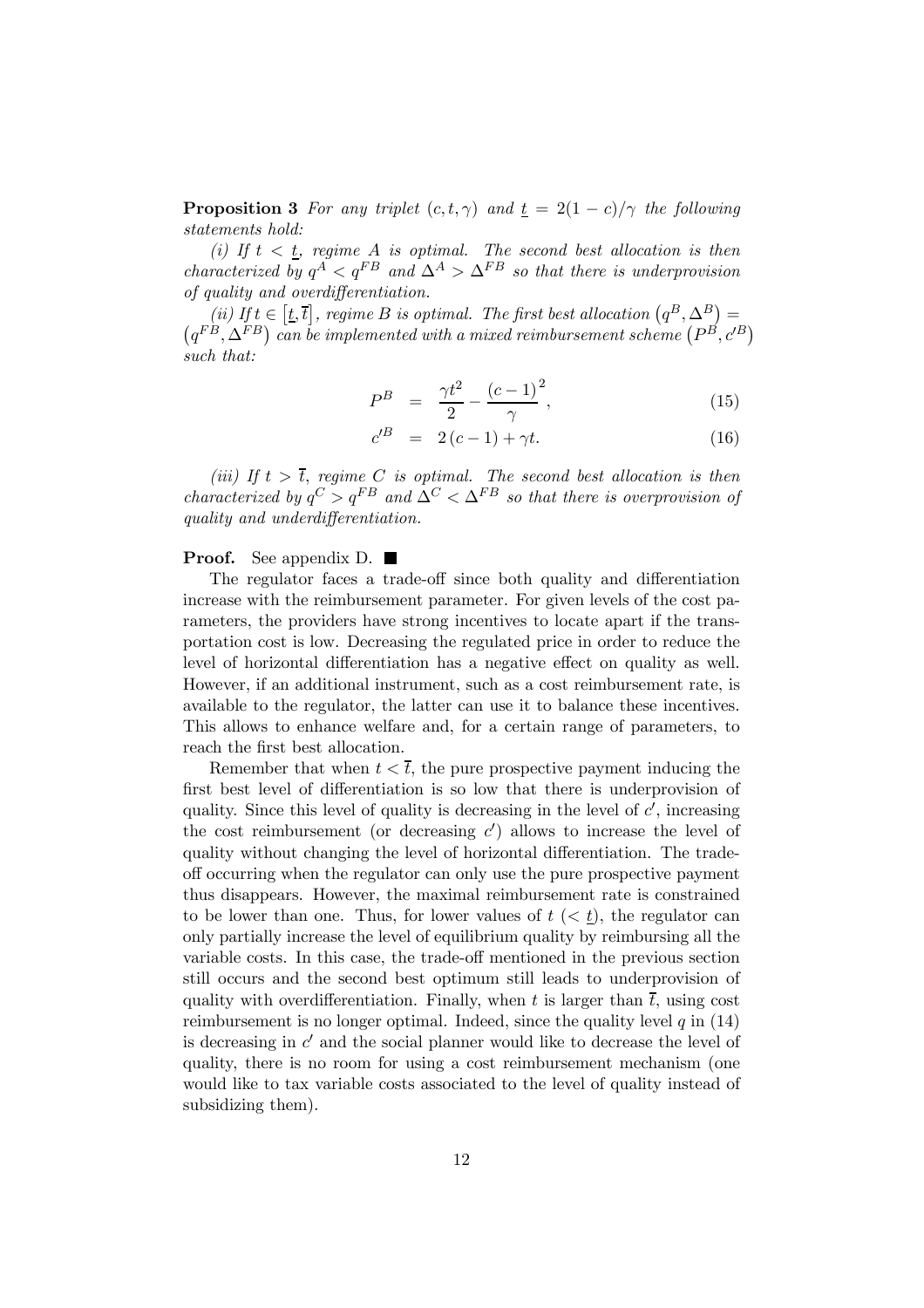**Proposition 3** *For any triplet $(c, t, \gamma)$ and $\underline{t} = 2(1-c)/\gamma$ the following statements hold:*

*(i) If $t < \underline{t}$, regime A is optimal. The second best allocation is then characterized by $q^A < q^{FB}$ and $\Delta^A > \Delta^{FB}$ so that there is underprovision of quality and overdifferentiation.*

*(ii) If $t \in [\underline{t}, \overline{t}]$, regime B is optimal. The first best allocation $(q^B, \Delta^B) = (q^{FB}, \Delta^{FB})$ can be implemented with a mixed reimbursement scheme $(P^B, c'^B)$ such that:*

$$P^B = \frac{\gamma t^2}{2} - \frac{(c-1)^2}{\gamma}, \tag{15}$$

$$c'^B = 2(c-1) + \gamma t. \tag{16}$$

*(iii) If $t > \overline{t}$, regime C is optimal. The second best allocation is then characterized by $q^C > q^{FB}$ and $\Delta^C < \Delta^{FB}$ so that there is overprovision of quality and underdifferentiation.*

**Proof.** See appendix D. ■

The regulator faces a trade-off since both quality and differentiation increase with the reimbursement parameter. For given levels of the cost parameters, the providers have strong incentives to locate apart if the transportation cost is low. Decreasing the regulated price in order to reduce the level of horizontal differentiation has a negative effect on quality as well. However, if an additional instrument, such as a cost reimbursement rate, is available to the regulator, the latter can use it to balance these incentives. This allows to enhance welfare and, for a certain range of parameters, to reach the first best allocation.

Remember that when $t < \overline{t}$, the pure prospective payment inducing the first best level of differentiation is so low that there is underprovision of quality. Since this level of quality is decreasing in the level of $c'$, increasing the cost reimbursement (or decreasing $c'$) allows to increase the level of quality without changing the level of horizontal differentiation. The trade-off occurring when the regulator can only use the pure prospective payment thus disappears. However, the maximal reimbursement rate is constrained to be lower than one. Thus, for lower values of $t$ ($< \underline{t}$), the regulator can only partially increase the level of equilibrium quality by reimbursing all the variable costs. In this case, the trade-off mentioned in the previous section still occurs and the second best optimum still leads to underprovision of quality with overdifferentiation. Finally, when $t$ is larger than $\overline{t}$, using cost reimbursement is no longer optimal. Indeed, since the quality level $q$ in (14) is decreasing in $c'$ and the social planner would like to decrease the level of quality, there is no room for using a cost reimbursement mechanism (one would like to tax variable costs associated to the level of quality instead of subsidizing them).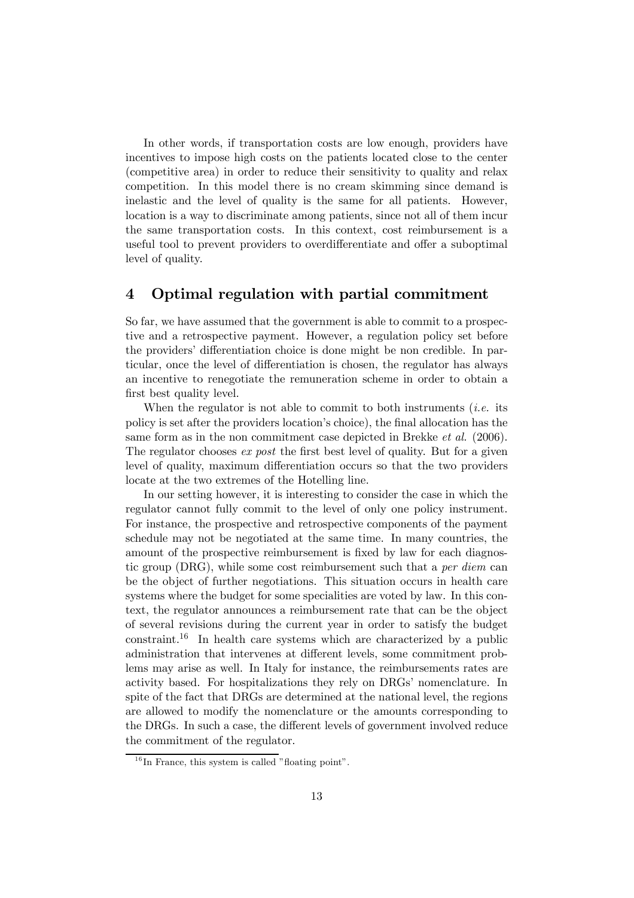In other words, if transportation costs are low enough, providers have incentives to impose high costs on the patients located close to the center (competitive area) in order to reduce their sensitivity to quality and relax competition. In this model there is no cream skimming since demand is inelastic and the level of quality is the same for all patients. However, location is a way to discriminate among patients, since not all of them incur the same transportation costs. In this context, cost reimbursement is a useful tool to prevent providers to overdifferentiate and offer a suboptimal level of quality.

## 4 Optimal regulation with partial commitment

So far, we have assumed that the government is able to commit to a prospective and a retrospective payment. However, a regulation policy set before the providers' differentiation choice is done might be non credible. In particular, once the level of differentiation is chosen, the regulator has always an incentive to renegotiate the remuneration scheme in order to obtain a first best quality level.

When the regulator is not able to commit to both instruments (*i.e.* its policy is set after the providers location's choice), the final allocation has the same form as in the non commitment case depicted in Brekke *et al.* (2006). The regulator chooses *ex post* the first best level of quality. But for a given level of quality, maximum differentiation occurs so that the two providers locate at the two extremes of the Hotelling line.

In our setting however, it is interesting to consider the case in which the regulator cannot fully commit to the level of only one policy instrument. For instance, the prospective and retrospective components of the payment schedule may not be negotiated at the same time. In many countries, the amount of the prospective reimbursement is fixed by law for each diagnostic group (DRG), while some cost reimbursement such that a *per diem* can be the object of further negotiations. This situation occurs in health care systems where the budget for some specialities are voted by law. In this context, the regulator announces a reimbursement rate that can be the object of several revisions during the current year in order to satisfy the budget constraint.[16] In health care systems which are characterized by a public administration that intervenes at different levels, some commitment problems may arise as well. In Italy for instance, the reimbursements rates are activity based. For hospitalizations they rely on DRGs' nomenclature. In spite of the fact that DRGs are determined at the national level, the regions are allowed to modify the nomenclature or the amounts corresponding to the DRGs. In such a case, the different levels of government involved reduce the commitment of the regulator.

[16] In France, this system is called "floating point".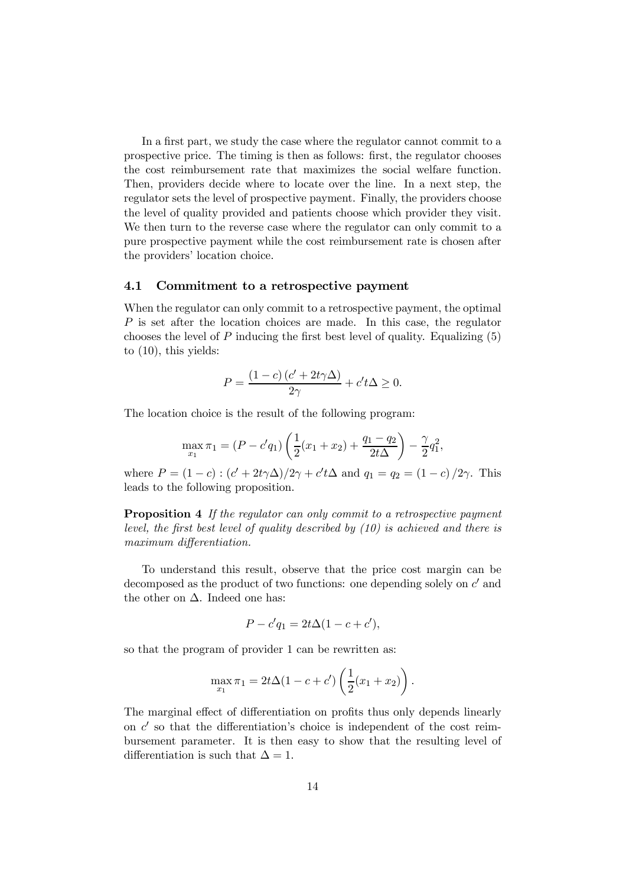In a first part, we study the case where the regulator cannot commit to a prospective price. The timing is then as follows: first, the regulator chooses the cost reimbursement rate that maximizes the social welfare function. Then, providers decide where to locate over the line. In a next step, the regulator sets the level of prospective payment. Finally, the providers choose the level of quality provided and patients choose which provider they visit. We then turn to the reverse case where the regulator can only commit to a pure prospective payment while the cost reimbursement rate is chosen after the providers' location choice.

### 4.1 Commitment to a retrospective payment

When the regulator can only commit to a retrospective payment, the optimal $P$ is set after the location choices are made. In this case, the regulator chooses the level of $P$ inducing the first best level of quality. Equalizing (5) to (10), this yields:

$$P = \frac{(1-c)(c' + 2t\gamma\Delta)}{2\gamma} + c't\Delta \geq 0.$$

The location choice is the result of the following program:

$$\max_{x_1} \pi_1 = (P - c'q_1)\left(\frac{1}{2}(x_1 + x_2) + \frac{q_1 - q_2}{2t\Delta}\right) - \frac{\gamma}{2}q_1^2,$$

where $P = (1-c) : (c' + 2t\gamma\Delta)/2\gamma + c't\Delta$ and $q_1 = q_2 = (1-c)/2\gamma$. This leads to the following proposition.

**Proposition 4** *If the regulator can only commit to a retrospective payment level, the first best level of quality described by (10) is achieved and there is maximum differentiation.*

To understand this result, observe that the price cost margin can be decomposed as the product of two functions: one depending solely on $c'$ and the other on $\Delta$. Indeed one has:

$$P - c'q_1 = 2t\Delta(1 - c + c'),$$

so that the program of provider 1 can be rewritten as:

$$\max_{x_1} \pi_1 = 2t\Delta(1 - c + c')\left(\frac{1}{2}(x_1 + x_2)\right).$$

The marginal effect of differentiation on profits thus only depends linearly on $c'$ so that the differentiation's choice is independent of the cost reimbursement parameter. It is then easy to show that the resulting level of differentiation is such that $\Delta = 1$.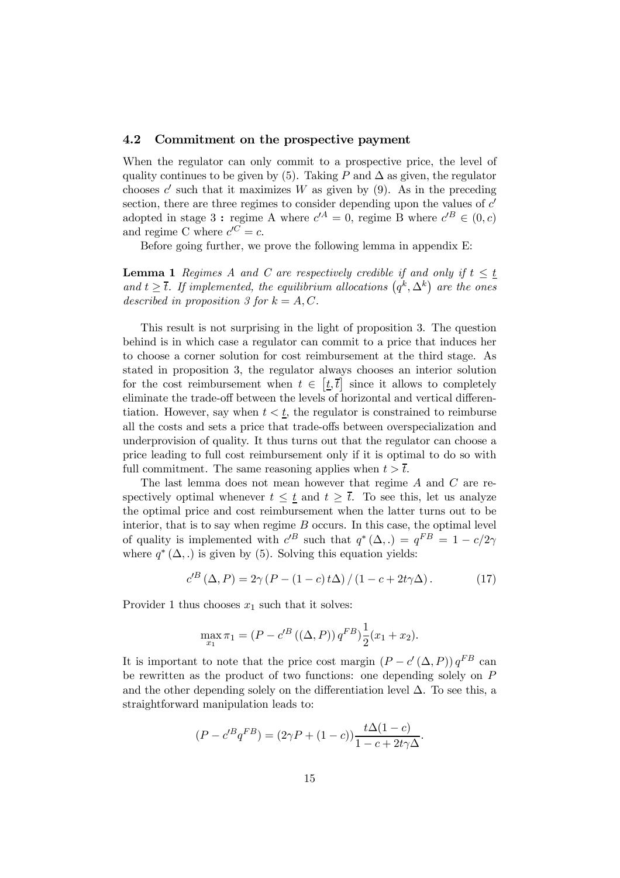### 4.2 Commitment on the prospective payment

When the regulator can only commit to a prospective price, the level of quality continues to be given by (5). Taking $P$ and $\Delta$ as given, the regulator chooses $c'$ such that it maximizes $W$ as given by (9). As in the preceding section, there are three regimes to consider depending upon the values of $c'$ adopted in stage 3 **:** regime A where $c'^A = 0$, regime B where $c'^B \in (0, c)$ and regime C where $c'^C = c$.

Before going further, we prove the following lemma in appendix E:

**Lemma 1** *Regimes A and C are respectively credible if and only if $t \leq \underline{t}$ and $t \geq \overline{t}$. If implemented, the equilibrium allocations $\left(q^k, \Delta^k\right)$ are the ones described in proposition 3 for $k = A, C$.*

This result is not surprising in the light of proposition 3. The question behind is in which case a regulator can commit to a price that induces her to choose a corner solution for cost reimbursement at the third stage. As stated in proposition 3, the regulator always chooses an interior solution for the cost reimbursement when $t \in \left[\underline{t}, \overline{t}\right]$ since it allows to completely eliminate the trade-off between the levels of horizontal and vertical differentiation. However, say when $t < \underline{t}$, the regulator is constrained to reimburse all the costs and sets a price that trade-offs between overspecialization and underprovision of quality. It thus turns out that the regulator can choose a price leading to full cost reimbursement only if it is optimal to do so with full commitment. The same reasoning applies when $t > \overline{t}$.

The last lemma does not mean however that regime $A$ and $C$ are respectively optimal whenever $t \leq \underline{t}$ and $t \geq \overline{t}$. To see this, let us analyze the optimal price and cost reimbursement when the latter turns out to be interior, that is to say when regime $B$ occurs. In this case, the optimal level of quality is implemented with $c'^B$ such that $q^*(\Delta, .) = q^{FB} = 1 - c/2\gamma$ where $q^*(\Delta, .)$ is given by (5). Solving this equation yields:

$$c'^B(\Delta, P) = 2\gamma\left(P - (1-c)\,t\Delta\right) / \left(1 - c + 2t\gamma\Delta\right). \tag{17}$$

Provider 1 thus chooses $x_1$ such that it solves:

$$\max_{x_1} \pi_1 = (P - c'^B\left((\Delta, P)\right) q^{FB})\frac{1}{2}(x_1 + x_2).$$

It is important to note that the price cost margin $\left(P - c'(\Delta, P)\right) q^{FB}$ can be rewritten as the product of two functions: one depending solely on $P$ and the other depending solely on the differentiation level $\Delta$. To see this, a straightforward manipulation leads to:

$$(P - c'^B q^{FB}) = (2\gamma P + (1-c))\frac{t\Delta(1-c)}{1 - c + 2t\gamma\Delta}.$$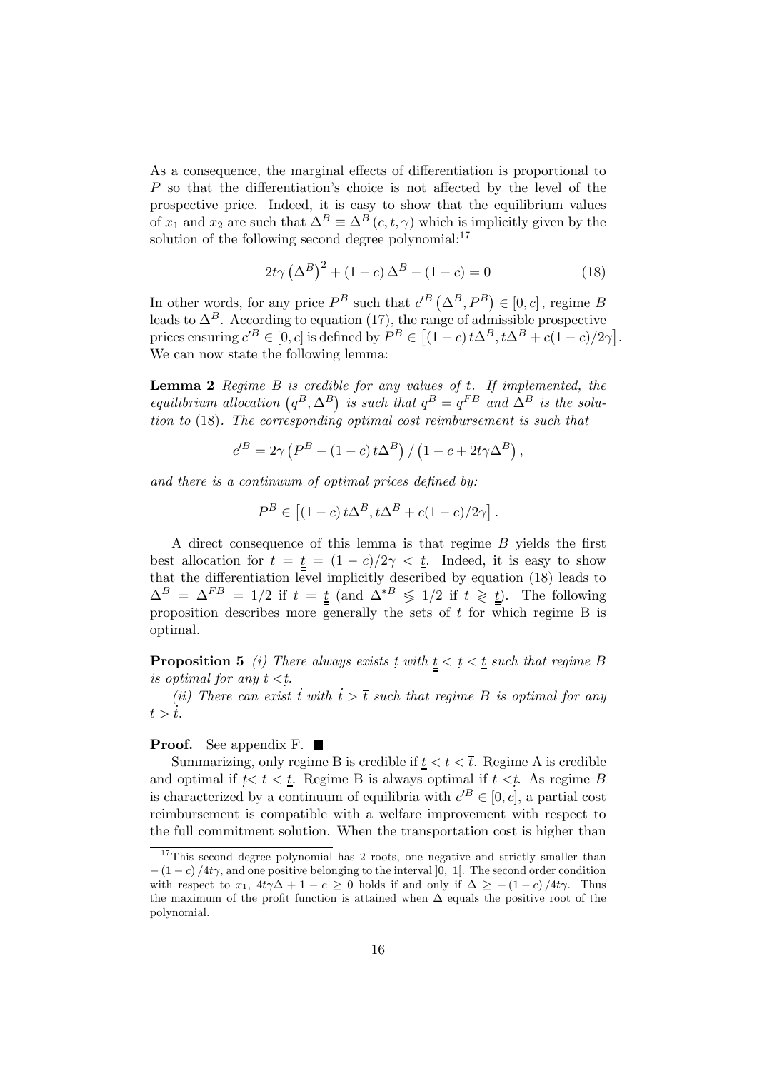As a consequence, the marginal effects of differentiation is proportional to $P$ so that the differentiation's choice is not affected by the level of the prospective price. Indeed, it is easy to show that the equilibrium values of $x_1$ and $x_2$ are such that $\Delta^B \equiv \Delta^B(c,t,\gamma)$ which is implicitly given by the solution of the following second degree polynomial:[17]

$$2t\gamma\left(\Delta^B\right)^2 + (1-c)\,\Delta^B - (1-c) = 0 \tag{18}$$

In other words, for any price $P^B$ such that $c'^B\left(\Delta^B, P^B\right) \in [0, c]$, regime $B$ leads to $\Delta^B$. According to equation (17), the range of admissible prospective prices ensuring $c'^B \in [0,c]$ is defined by $P^B \in \left[(1-c)\,t\Delta^B, t\Delta^B + c(1-c)/2\gamma\right]$. We can now state the following lemma:

**Lemma 2** *Regime $B$ is credible for any values of $t$. If implemented, the equilibrium allocation $\left(q^B, \Delta^B\right)$ is such that $q^B = q^{FB}$ and $\Delta^B$ is the solution to* (18)*. The corresponding optimal cost reimbursement is such that*

$$c'^B = 2\gamma\left(P^B - (1-c)\,t\Delta^B\right) / \left(1 - c + 2t\gamma\Delta^B\right),$$

*and there is a continuum of optimal prices defined by:*

$$P^B \in \left[(1-c)\,t\Delta^B, t\Delta^B + c(1-c)/2\gamma\right].$$

A direct consequence of this lemma is that regime $B$ yields the first best allocation for $t = \underline{\underline{t}} = (1-c)/2\gamma < \underline{t}$. Indeed, it is easy to show that the differentiation level implicitly described by equation (18) leads to $\Delta^B = \Delta^{FB} = 1/2$ if $t = \underline{\underline{t}}$ (and $\Delta^{*B} \lessgtr 1/2$ if $t \gtrless \underline{\underline{t}}$). The following proposition describes more generally the sets of $t$ for which regime B is optimal.

**Proposition 5** *(i) There always exists $\underset{\cdot}{t}$ with $\underline{\underline{t}} < \underset{\cdot}{t} < \underline{t}$ such that regime $B$ is optimal for any $t < \underset{\cdot}{t}$.*

*(ii) There can exist $\dot{t}$ with $\dot{t} > \overline{t}$ such that regime $B$ is optimal for any $t > \dot{t}$.*

**Proof.** See appendix F. ■

Summarizing, only regime B is credible if $\underline{t} < t < \overline{t}$. Regime A is credible and optimal if $\underset{\cdot}{t} < t < \underline{t}$. Regime B is always optimal if $t < \underset{\cdot}{t}$. As regime $B$ is characterized by a continuum of equilibria with $c'^B \in [0,c]$, a partial cost reimbursement is compatible with a welfare improvement with respect to the full commitment solution. When the transportation cost is higher than

---

[17] This second degree polynomial has 2 roots, one negative and strictly smaller than $-(1-c)/4t\gamma$, and one positive belonging to the interval $]0,\ 1[$. The second order condition with respect to $x_1$, $4t\gamma\Delta + 1 - c \geq 0$ holds if and only if $\Delta \geq -(1-c)/4t\gamma$. Thus the maximum of the profit function is attained when $\Delta$ equals the positive root of the polynomial.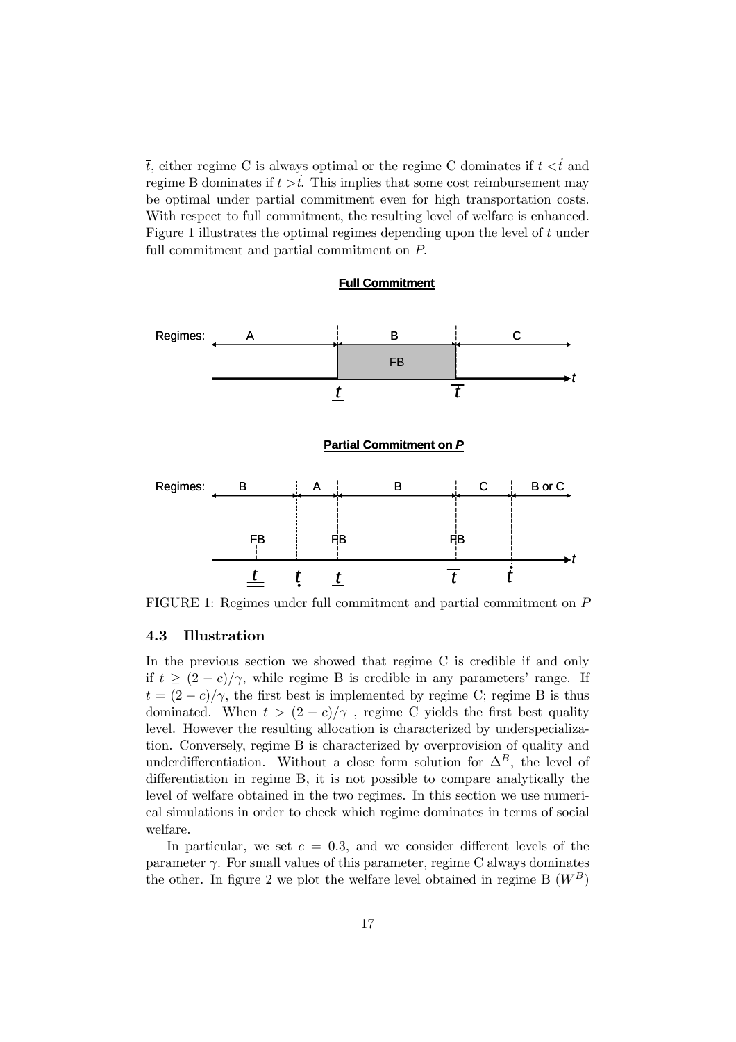$\overline{t}$, either regime C is always optimal or the regime C dominates if $t < \dot{t}$ and regime B dominates if $t > \dot{t}$. This implies that some cost reimbursement may be optimal under partial commitment even for high transportation costs. With respect to full commitment, the resulting level of welfare is enhanced. Figure 1 illustrates the optimal regimes depending upon the level of $t$ under full commitment and partial commitment on $P$.

**Full Commitment**

Regimes: A | B (FB) | C — thresholds $\underline{t}$, $\overline{t}$ on the $t$ axis.

**Partial Commitment on *P***

Regimes: B | A | B | C | B or C — FB at $\underline{\underline{t}}$, $\underline{t}$, $\overline{t}$; thresholds $\underline{\underline{t}}$, $\underset{\cdot}{t}$, $\underline{t}$, $\overline{t}$, $\dot{t}$ on the $t$ axis.

FIGURE 1: Regimes under full commitment and partial commitment on $P$

### 4.3 Illustration

In the previous section we showed that regime C is credible if and only if $t \geq (2-c)/\gamma$, while regime B is credible in any parameters' range. If $t = (2-c)/\gamma$, the first best is implemented by regime C; regime B is thus dominated. When $t > (2-c)/\gamma$ , regime C yields the first best quality level. However the resulting allocation is characterized by underspecialization. Conversely, regime B is characterized by overprovision of quality and underdifferentiation. Without a close form solution for $\Delta^B$, the level of differentiation in regime B, it is not possible to compare analytically the level of welfare obtained in the two regimes. In this section we use numerical simulations in order to check which regime dominates in terms of social welfare.

In particular, we set $c = 0.3$, and we consider different levels of the parameter $\gamma$. For small values of this parameter, regime C always dominates the other. In figure 2 we plot the welfare level obtained in regime B ($W^B$)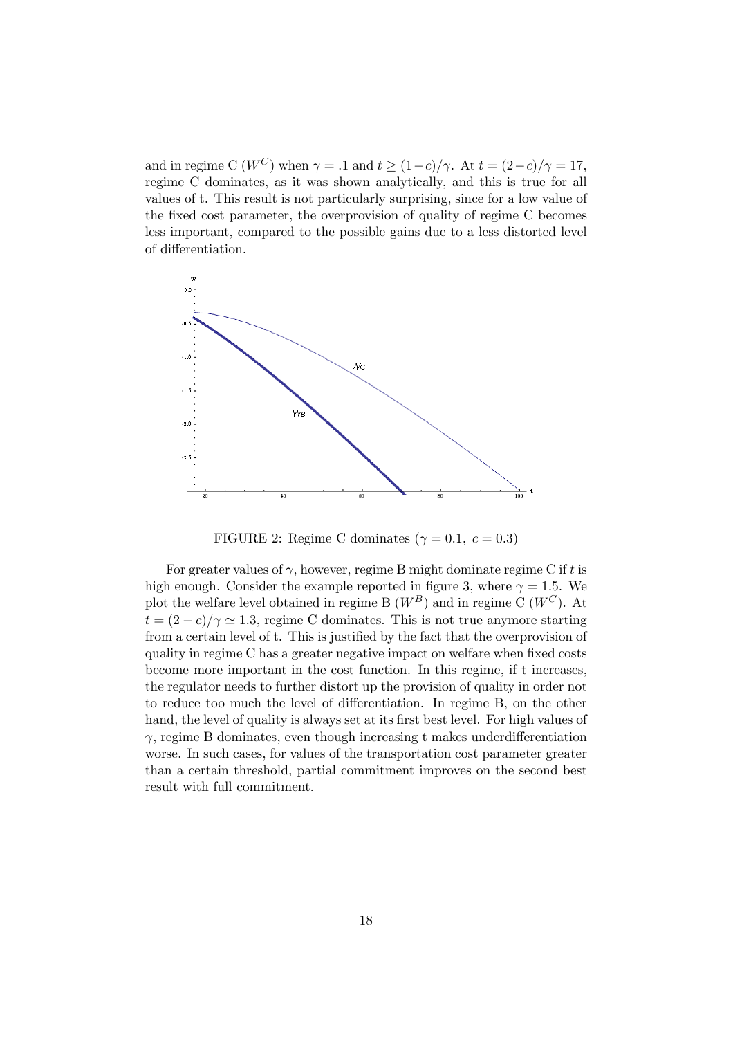and in regime C ($W^C$) when $\gamma = .1$ and $t \geq (1-c)/\gamma$. At $t = (2-c)/\gamma = 17$, regime C dominates, as it was shown analytically, and this is true for all values of t. This result is not particularly surprising, since for a low value of the fixed cost parameter, the overprovision of quality of regime C becomes less important, compared to the possible gains due to a less distorted level of differentiation.

FIGURE 2: Regime C dominates ($\gamma = 0.1,\ c = 0.3$)

For greater values of $\gamma$, however, regime B might dominate regime C if $t$ is high enough. Consider the example reported in figure 3, where $\gamma = 1.5$. We plot the welfare level obtained in regime B ($W^B$) and in regime C ($W^C$). At $t = (2-c)/\gamma \simeq 1.3$, regime C dominates. This is not true anymore starting from a certain level of t. This is justified by the fact that the overprovision of quality in regime C has a greater negative impact on welfare when fixed costs become more important in the cost function. In this regime, if t increases, the regulator needs to further distort up the provision of quality in order not to reduce too much the level of differentiation. In regime B, on the other hand, the level of quality is always set at its first best level. For high values of $\gamma$, regime B dominates, even though increasing t makes underdifferentiation worse. In such cases, for values of the transportation cost parameter greater than a certain threshold, partial commitment improves on the second best result with full commitment.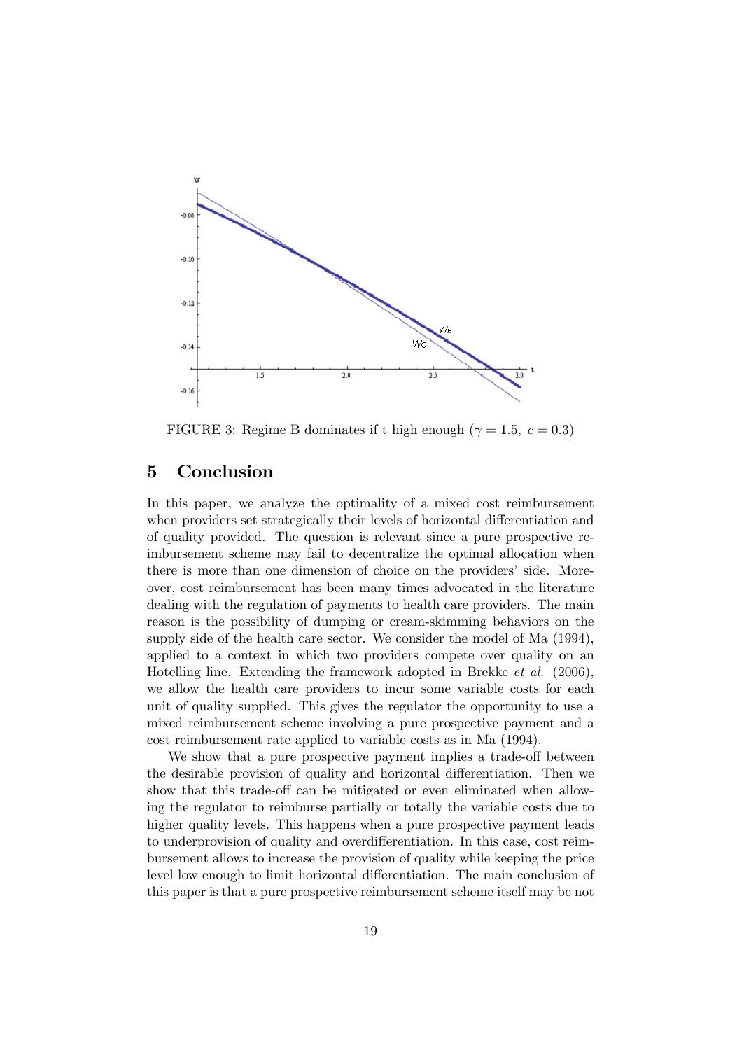FIGURE 3: Regime B dominates if t high enough ($\gamma = 1.5,\ c = 0.3$)

# 5 Conclusion

In this paper, we analyze the optimality of a mixed cost reimbursement when providers set strategically their levels of horizontal differentiation and of quality provided. The question is relevant since a pure prospective reimbursement scheme may fail to decentralize the optimal allocation when there is more than one dimension of choice on the providers' side. Moreover, cost reimbursement has been many times advocated in the literature dealing with the regulation of payments to health care providers. The main reason is the possibility of dumping or cream-skimming behaviors on the supply side of the health care sector. We consider the model of Ma (1994), applied to a context in which two providers compete over quality on an Hotelling line. Extending the framework adopted in Brekke *et al.* (2006), we allow the health care providers to incur some variable costs for each unit of quality supplied. This gives the regulator the opportunity to use a mixed reimbursement scheme involving a pure prospective payment and a cost reimbursement rate applied to variable costs as in Ma (1994).

We show that a pure prospective payment implies a trade-off between the desirable provision of quality and horizontal differentiation. Then we show that this trade-off can be mitigated or even eliminated when allowing the regulator to reimburse partially or totally the variable costs due to higher quality levels. This happens when a pure prospective payment leads to underprovision of quality and overdifferentiation. In this case, cost reimbursement allows to increase the provision of quality while keeping the price level low enough to limit horizontal differentiation. The main conclusion of this paper is that a pure prospective reimbursement scheme itself may be not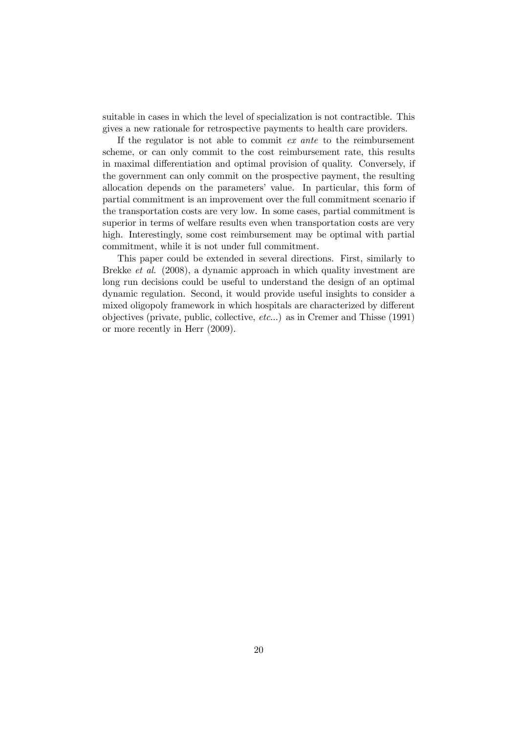suitable in cases in which the level of specialization is not contractible. This gives a new rationale for retrospective payments to health care providers.

If the regulator is not able to commit *ex ante* to the reimbursement scheme, or can only commit to the cost reimbursement rate, this results in maximal differentiation and optimal provision of quality. Conversely, if the government can only commit on the prospective payment, the resulting allocation depends on the parameters' value. In particular, this form of partial commitment is an improvement over the full commitment scenario if the transportation costs are very low. In some cases, partial commitment is superior in terms of welfare results even when transportation costs are very high. Interestingly, some cost reimbursement may be optimal with partial commitment, while it is not under full commitment.

This paper could be extended in several directions. First, similarly to Brekke *et al.* (2008), a dynamic approach in which quality investment are long run decisions could be useful to understand the design of an optimal dynamic regulation. Second, it would provide useful insights to consider a mixed oligopoly framework in which hospitals are characterized by different objectives (private, public, collective, *etc*...) as in Cremer and Thisse (1991) or more recently in Herr (2009).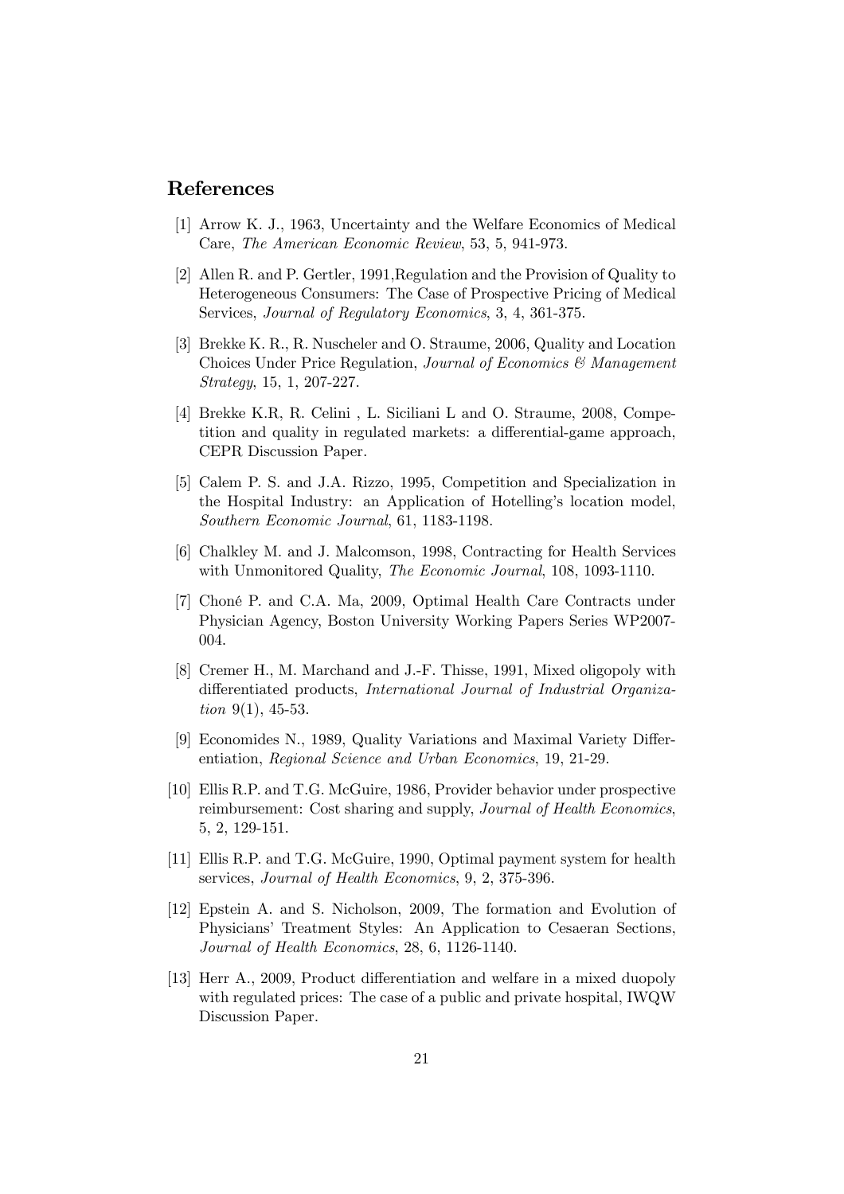## References

[1] Arrow K. J., 1963, Uncertainty and the Welfare Economics of Medical Care, *The American Economic Review*, 53, 5, 941-973.

[2] Allen R. and P. Gertler, 1991,Regulation and the Provision of Quality to Heterogeneous Consumers: The Case of Prospective Pricing of Medical Services, *Journal of Regulatory Economics*, 3, 4, 361-375.

[3] Brekke K. R., R. Nuscheler and O. Straume, 2006, Quality and Location Choices Under Price Regulation, *Journal of Economics & Management Strategy*, 15, 1, 207-227.

[4] Brekke K.R, R. Celini , L. Siciliani L and O. Straume, 2008, Competition and quality in regulated markets: a differential-game approach, CEPR Discussion Paper.

[5] Calem P. S. and J.A. Rizzo, 1995, Competition and Specialization in the Hospital Industry: an Application of Hotelling's location model, *Southern Economic Journal*, 61, 1183-1198.

[6] Chalkley M. and J. Malcomson, 1998, Contracting for Health Services with Unmonitored Quality, *The Economic Journal*, 108, 1093-1110.

[7] Choné P. and C.A. Ma, 2009, Optimal Health Care Contracts under Physician Agency, Boston University Working Papers Series WP2007-004.

[8] Cremer H., M. Marchand and J.-F. Thisse, 1991, Mixed oligopoly with differentiated products, *International Journal of Industrial Organization* 9(1), 45-53.

[9] Economides N., 1989, Quality Variations and Maximal Variety Differentiation, *Regional Science and Urban Economics*, 19, 21-29.

[10] Ellis R.P. and T.G. McGuire, 1986, Provider behavior under prospective reimbursement: Cost sharing and supply, *Journal of Health Economics*, 5, 2, 129-151.

[11] Ellis R.P. and T.G. McGuire, 1990, Optimal payment system for health services, *Journal of Health Economics*, 9, 2, 375-396.

[12] Epstein A. and S. Nicholson, 2009, The formation and Evolution of Physicians' Treatment Styles: An Application to Cesaeran Sections, *Journal of Health Economics*, 28, 6, 1126-1140.

[13] Herr A., 2009, Product differentiation and welfare in a mixed duopoly with regulated prices: The case of a public and private hospital, IWQW Discussion Paper.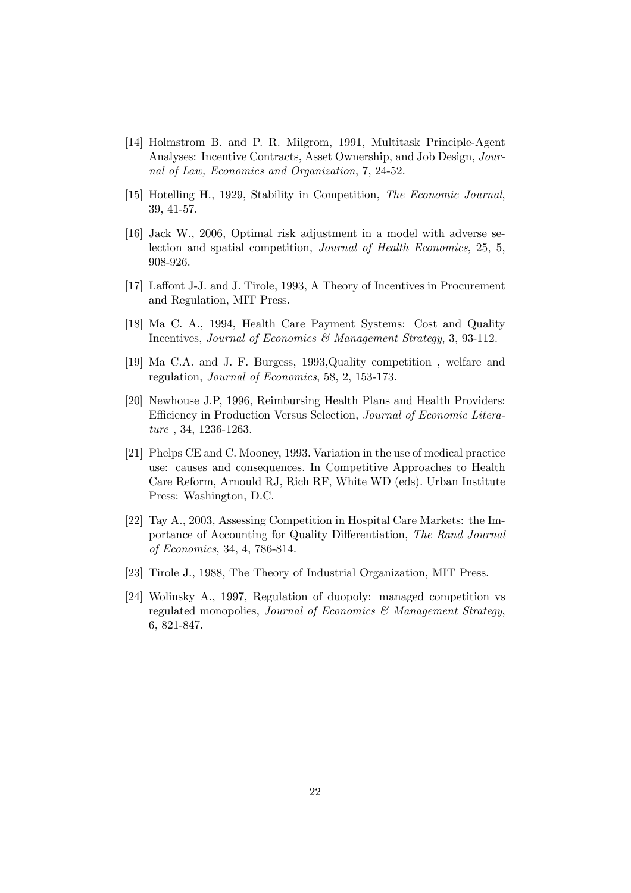[14] Holmstrom B. and P. R. Milgrom, 1991, Multitask Principle-Agent Analyses: Incentive Contracts, Asset Ownership, and Job Design, *Journal of Law, Economics and Organization*, 7, 24-52.

[15] Hotelling H., 1929, Stability in Competition, *The Economic Journal*, 39, 41-57.

[16] Jack W., 2006, Optimal risk adjustment in a model with adverse selection and spatial competition, *Journal of Health Economics*, 25, 5, 908-926.

[17] Laffont J-J. and J. Tirole, 1993, A Theory of Incentives in Procurement and Regulation, MIT Press.

[18] Ma C. A., 1994, Health Care Payment Systems: Cost and Quality Incentives, *Journal of Economics & Management Strategy*, 3, 93-112.

[19] Ma C.A. and J. F. Burgess, 1993,Quality competition , welfare and regulation, *Journal of Economics*, 58, 2, 153-173.

[20] Newhouse J.P, 1996, Reimbursing Health Plans and Health Providers: Efficiency in Production Versus Selection, *Journal of Economic Literature* , 34, 1236-1263.

[21] Phelps CE and C. Mooney, 1993. Variation in the use of medical practice use: causes and consequences. In Competitive Approaches to Health Care Reform, Arnould RJ, Rich RF, White WD (eds). Urban Institute Press: Washington, D.C.

[22] Tay A., 2003, Assessing Competition in Hospital Care Markets: the Importance of Accounting for Quality Differentiation, *The Rand Journal of Economics*, 34, 4, 786-814.

[23] Tirole J., 1988, The Theory of Industrial Organization, MIT Press.

[24] Wolinsky A., 1997, Regulation of duopoly: managed competition vs regulated monopolies, *Journal of Economics & Management Strategy*, 6, 821-847.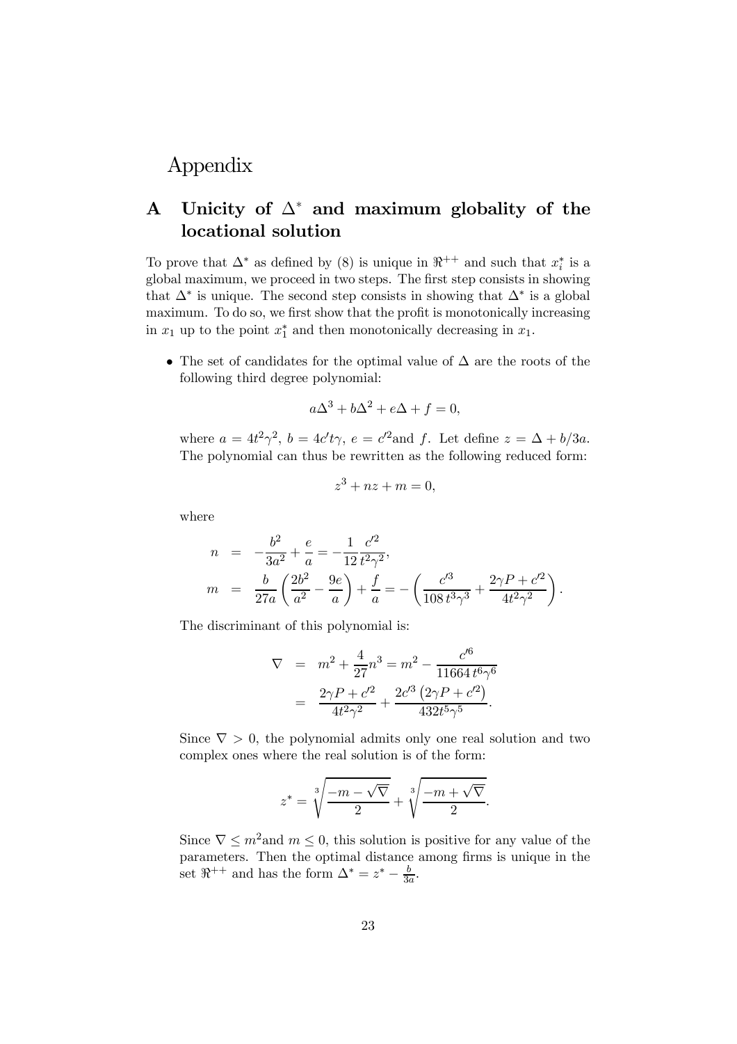# Appendix

## A Unicity of $\Delta^*$ and maximum globality of the locational solution

To prove that $\Delta^*$ as defined by (8) is unique in $\Re^{++}$ and such that $x_i^*$ is a global maximum, we proceed in two steps. The first step consists in showing that $\Delta^*$ is unique. The second step consists in showing that $\Delta^*$ is a global maximum. To do so, we first show that the profit is monotonically increasing in $x_1$ up to the point $x_1^*$ and then monotonically decreasing in $x_1$.

- The set of candidates for the optimal value of $\Delta$ are the roots of the following third degree polynomial:

$$a\Delta^3 + b\Delta^2 + e\Delta + f = 0,$$

where $a = 4t^2\gamma^2$, $b = 4c't\gamma$, $e = c'^2$and $f$. Let define $z = \Delta + b/3a$. The polynomial can thus be rewritten as the following reduced form:

$$z^3 + nz + m = 0,$$

where

$$\begin{aligned}
n &= -\frac{b^2}{3a^2} + \frac{e}{a} = -\frac{1}{12}\frac{c'^2}{t^2\gamma^2}, \\
m &= \frac{b}{27a}\left(\frac{2b^2}{a^2} - \frac{9e}{a}\right) + \frac{f}{a} = -\left(\frac{c'^3}{108\, t^3\gamma^3} + \frac{2\gamma P + c'^2}{4t^2\gamma^2}\right).
\end{aligned}$$

The discriminant of this polynomial is:

$$\begin{aligned}
\nabla &= m^2 + \frac{4}{27}n^3 = m^2 - \frac{c'^6}{11664\, t^6\gamma^6} \\
&= \frac{2\gamma P + c'^2}{4t^2\gamma^2} + \frac{2c'^3\left(2\gamma P + c'^2\right)}{432t^5\gamma^5}.
\end{aligned}$$

Since $\nabla > 0$, the polynomial admits only one real solution and two complex ones where the real solution is of the form:

$$z^* = \sqrt[3]{\frac{-m - \sqrt{\nabla}}{2}} + \sqrt[3]{\frac{-m + \sqrt{\nabla}}{2}}.$$

Since $\nabla \leq m^2$and $m \leq 0$, this solution is positive for any value of the parameters. Then the optimal distance among firms is unique in the set $\Re^{++}$ and has the form $\Delta^* = z^* - \frac{b}{3a}$.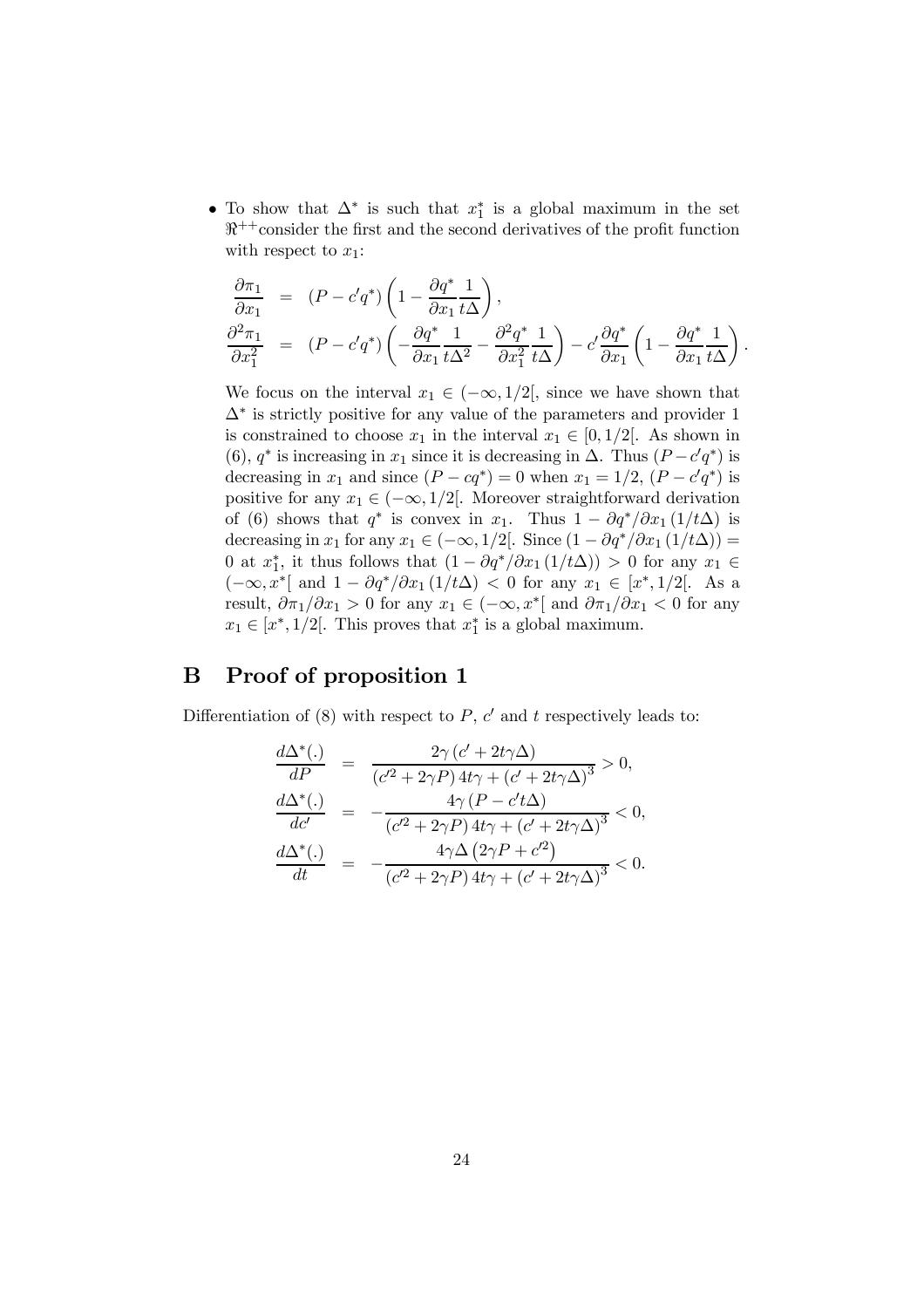- To show that $\Delta^*$ is such that $x_1^*$ is a global maximum in the set $\Re^{++}$consider the first and the second derivatives of the profit function with respect to $x_1$:

$$
\begin{aligned}
\frac{\partial \pi_1}{\partial x_1} &= (P - c'q^*)\left(1 - \frac{\partial q^*}{\partial x_1}\frac{1}{t\Delta}\right), \\
\frac{\partial^2 \pi_1}{\partial x_1^2} &= (P - c'q^*)\left(-\frac{\partial q^*}{\partial x_1}\frac{1}{t\Delta^2} - \frac{\partial^2 q^*}{\partial x_1^2}\frac{1}{t\Delta}\right) - c'\frac{\partial q^*}{\partial x_1}\left(1 - \frac{\partial q^*}{\partial x_1}\frac{1}{t\Delta}\right).
\end{aligned}
$$

We focus on the interval $x_1 \in (-\infty, 1/2[$, since we have shown that $\Delta^*$ is strictly positive for any value of the parameters and provider 1 is constrained to choose $x_1$ in the interval $x_1 \in [0, 1/2[$. As shown in (6), $q^*$ is increasing in $x_1$ since it is decreasing in $\Delta$. Thus $(P - c'q^*)$ is decreasing in $x_1$ and since $(P - cq^*) = 0$ when $x_1 = 1/2$, $(P - c'q^*)$ is positive for any $x_1 \in (-\infty, 1/2[$. Moreover straightforward derivation of (6) shows that $q^*$ is convex in $x_1$. Thus $1 - \partial q^*/\partial x_1\,(1/t\Delta)$ is decreasing in $x_1$ for any $x_1 \in (-\infty, 1/2[$. Since $(1 - \partial q^*/\partial x_1\,(1/t\Delta)) = 0$ at $x_1^*$, it thus follows that $(1 - \partial q^*/\partial x_1\,(1/t\Delta)) > 0$ for any $x_1 \in (-\infty, x^*[$ and $1 - \partial q^*/\partial x_1\,(1/t\Delta) < 0$ for any $x_1 \in [x^*, 1/2[$. As a result, $\partial \pi_1/\partial x_1 > 0$ for any $x_1 \in (-\infty, x^*[$ and $\partial \pi_1/\partial x_1 < 0$ for any $x_1 \in [x^*, 1/2[$. This proves that $x_1^*$ is a global maximum.

# B Proof of proposition 1

Differentiation of (8) with respect to $P$, $c'$ and $t$ respectively leads to:

$$
\begin{aligned}
\frac{d\Delta^*(.)}{dP} &= \frac{2\gamma\,(c' + 2t\gamma\Delta)}{(c'^2 + 2\gamma P)\,4t\gamma + (c' + 2t\gamma\Delta)^3} > 0, \\
\frac{d\Delta^*(.)}{dc'} &= -\frac{4\gamma\,(P - c't\Delta)}{(c'^2 + 2\gamma P)\,4t\gamma + (c' + 2t\gamma\Delta)^3} < 0, \\
\frac{d\Delta^*(.)}{dt} &= -\frac{4\gamma\Delta\,(2\gamma P + c'^2)}{(c'^2 + 2\gamma P)\,4t\gamma + (c' + 2t\gamma\Delta)^3} < 0.
\end{aligned}
$$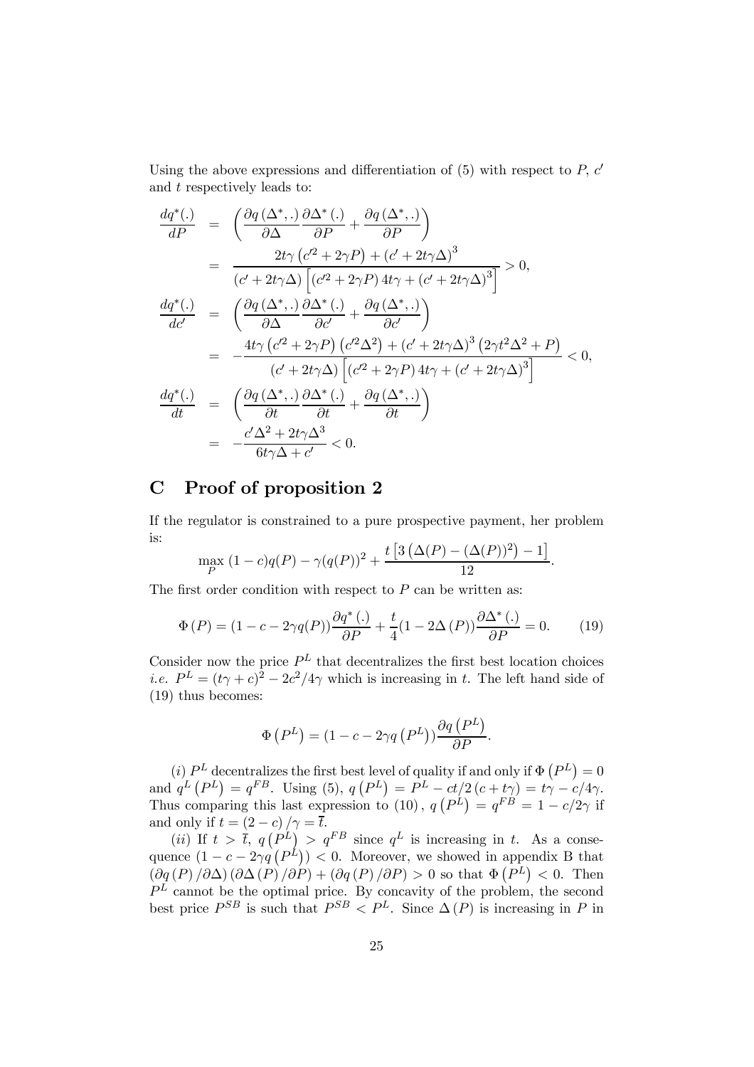Using the above expressions and differentiation of (5) with respect to $P$, $c'$ and $t$ respectively leads to:

$$
\begin{aligned}
\frac{dq^*(.)}{dP} &= \left( \frac{\partial q\left(\Delta^*,.\right)}{\partial \Delta} \frac{\partial \Delta^*(.)}{\partial P} + \frac{\partial q\left(\Delta^*,.\right)}{\partial P} \right) \\
&= \frac{2t\gamma\left(c'^2 + 2\gamma P\right) + \left(c' + 2t\gamma\Delta\right)^3}{\left(c' + 2t\gamma\Delta\right)\left[\left(c'^2 + 2\gamma P\right)4t\gamma + \left(c' + 2t\gamma\Delta\right)^3\right]} > 0, \\
\frac{dq^*(.)}{dc'} &= \left( \frac{\partial q\left(\Delta^*,.\right)}{\partial \Delta} \frac{\partial \Delta^*(.)}{\partial c'} + \frac{\partial q\left(\Delta^*,.\right)}{\partial c'} \right) \\
&= -\frac{4t\gamma\left(c'^2 + 2\gamma P\right)\left(c'^2\Delta^2\right) + \left(c' + 2t\gamma\Delta\right)^3\left(2\gamma t^2\Delta^2 + P\right)}{\left(c' + 2t\gamma\Delta\right)\left[\left(c'^2 + 2\gamma P\right)4t\gamma + \left(c' + 2t\gamma\Delta\right)^3\right]} < 0, \\
\frac{dq^*(.)}{dt} &= \left( \frac{\partial q\left(\Delta^*,.\right)}{\partial t} \frac{\partial \Delta^*(.)}{\partial t} + \frac{\partial q\left(\Delta^*,.\right)}{\partial t} \right) \\
&= -\frac{c'\Delta^2 + 2t\gamma\Delta^3}{6t\gamma\Delta + c'} < 0.
\end{aligned}
$$

# C Proof of proposition 2

If the regulator is constrained to a pure prospective payment, her problem is:

$$
\max_P \,(1-c)q(P) - \gamma(q(P))^2 + \frac{t\left[3\left(\Delta(P) - (\Delta(P))^2\right) - 1\right]}{12}.
$$

The first order condition with respect to $P$ can be written as:

$$
\Phi(P) = (1 - c - 2\gamma q(P))\frac{\partial q^*(.)}{\partial P} + \frac{t}{4}(1 - 2\Delta(P))\frac{\partial \Delta^*(.)}{\partial P} = 0. \tag{19}
$$

Consider now the price $P^L$ that decentralizes the first best location choices *i.e.* $P^L = (t\gamma + c)^2 - 2c^2/4\gamma$ which is increasing in $t$. The left hand side of (19) thus becomes:

$$
\Phi\left(P^L\right) = (1 - c - 2\gamma q\left(P^L\right))\frac{\partial q\left(P^L\right)}{\partial P}.
$$

$(i)$ $P^L$ decentralizes the first best level of quality if and only if $\Phi\left(P^L\right) = 0$ and $q^L\left(P^L\right) = q^{FB}$. Using (5), $q\left(P^L\right) = P^L - ct/2\left(c + t\gamma\right) = t\gamma - c/4\gamma$. Thus comparing this last expression to (10), $q\left(P^L\right) = q^{FB} = 1 - c/2\gamma$ if and only if $t = (2-c)/\gamma = \overline{t}$.

$(ii)$ If $t > \overline{t}$, $q\left(P^L\right) > q^{FB}$ since $q^L$ is increasing in $t$. As a consequence $(1 - c - 2\gamma q\left(P^L\right)) < 0$. Moreover, we showed in appendix B that $\left(\partial q\left(P\right)/\partial\Delta\right)\left(\partial\Delta\left(P\right)/\partial P\right) + \left(\partial q\left(P\right)/\partial P\right) > 0$ so that $\Phi\left(P^L\right) < 0$. Then $P^L$ cannot be the optimal price. By concavity of the problem, the second best price $P^{SB}$ is such that $P^{SB} < P^L$. Since $\Delta\left(P\right)$ is increasing in $P$ in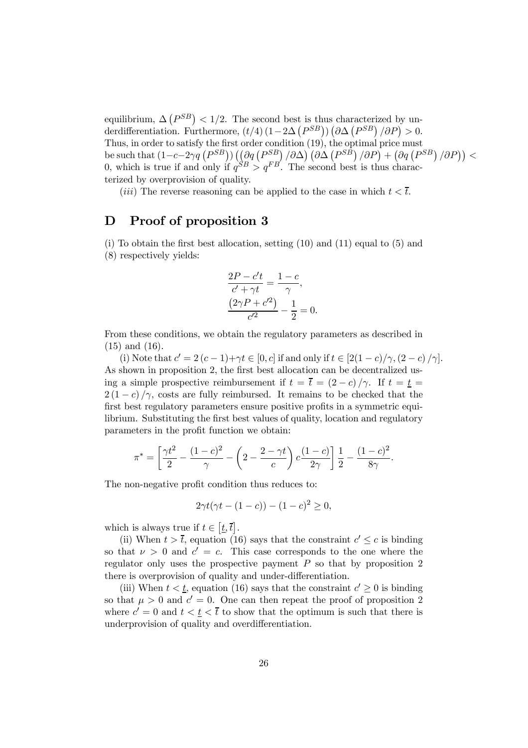equilibrium, $\Delta\left(P^{SB}\right) < 1/2$. The second best is thus characterized by underdifferentiation. Furthermore, $(t/4)\left(1-2\Delta\left(P^{SB}\right)\right)\left(\partial\Delta\left(P^{SB}\right)/\partial P\right) > 0$. Thus, in order to satisfy the first order condition (19), the optimal price must be such that $\left(1-c-2\gamma q\left(P^{SB}\right)\right)\left(\left(\partial q\left(P^{SB}\right)/\partial\Delta\right)\left(\partial\Delta\left(P^{SB}\right)/\partial P\right)+\left(\partial q\left(P^{SB}\right)/\partial P\right)\right) < 0$, which is true if and only if $q^{SB} > q^{FB}$. The second best is thus characterized by overprovision of quality.

(*iii*) The reverse reasoning can be applied to the case in which $t < \overline{t}$.

# D Proof of proposition 3

(i) To obtain the first best allocation, setting (10) and (11) equal to (5) and (8) respectively yields:

$$\frac{2P - c't}{c' + \gamma t} = \frac{1-c}{\gamma},$$
$$\frac{\left(2\gamma P + c'^2\right)}{c'^2} - \frac{1}{2} = 0.$$

From these conditions, we obtain the regulatory parameters as described in (15) and (16).

(i) Note that $c' = 2(c-1) + \gamma t \in [0, c]$ if and only if $t \in [2(1-c)/\gamma, (2-c)/\gamma]$. As shown in proposition 2, the first best allocation can be decentralized using a simple prospective reimbursement if $t = \overline{t} = (2-c)/\gamma$. If $t = \underline{t} = 2(1-c)/\gamma$, costs are fully reimbursed. It remains to be checked that the first best regulatory parameters ensure positive profits in a symmetric equilibrium. Substituting the first best values of quality, location and regulatory parameters in the profit function we obtain:

$$\pi^* = \left[\frac{\gamma t^2}{2} - \frac{(1-c)^2}{\gamma} - \left(2 - \frac{2-\gamma t}{c}\right) c\frac{(1-c)}{2\gamma}\right]\frac{1}{2} - \frac{(1-c)^2}{8\gamma}.$$

The non-negative profit condition thus reduces to:

$$2\gamma t(\gamma t - (1-c)) - (1-c)^2 \geq 0,$$

which is always true if $t \in \left[\underline{t}, \overline{t}\right]$.

(ii) When $t > \overline{t}$, equation (16) says that the constraint $c' \leq c$ is binding so that $\nu > 0$ and $c' = c$. This case corresponds to the one where the regulator only uses the prospective payment $P$ so that by proposition 2 there is overprovision of quality and under-differentiation.

(iii) When $t < \underline{t}$, equation (16) says that the constraint $c' \geq 0$ is binding so that $\mu > 0$ and $c' = 0$. One can then repeat the proof of proposition 2 where $c' = 0$ and $t < \underline{t} < \overline{t}$ to show that the optimum is such that there is underprovision of quality and overdifferentiation.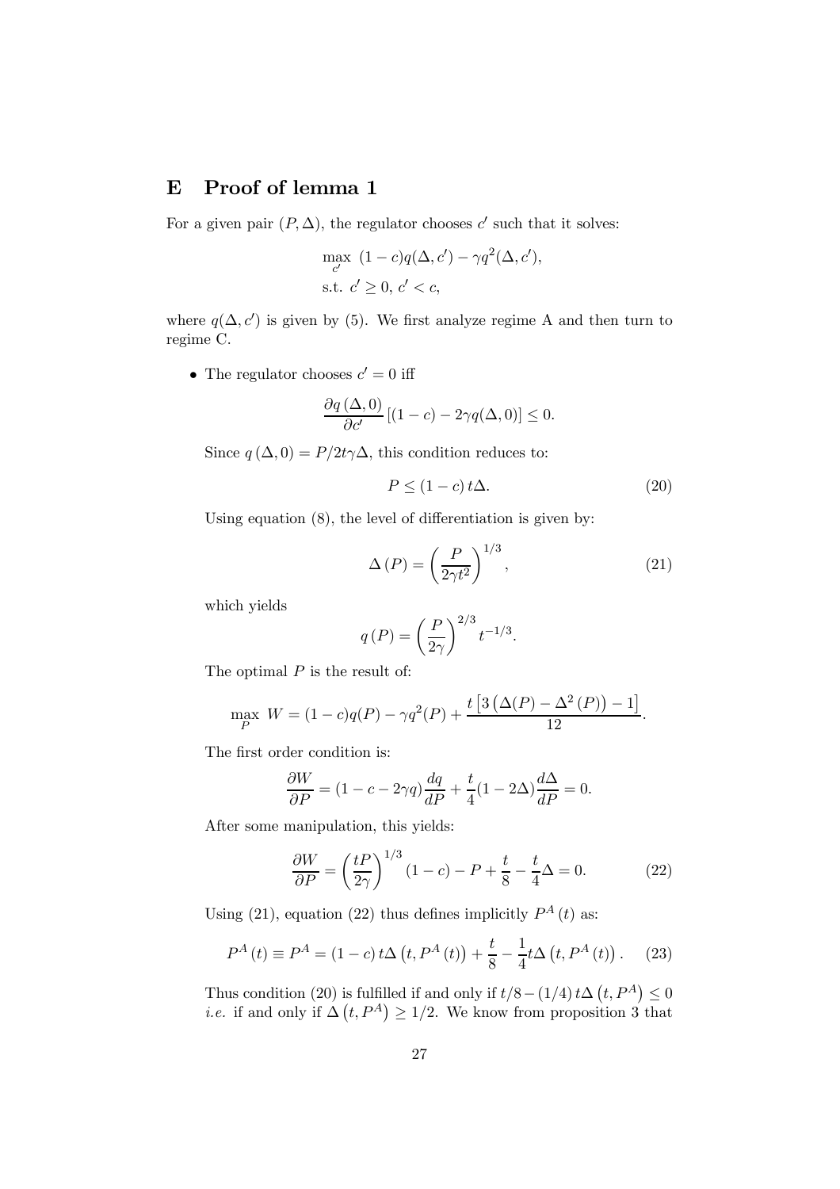# E Proof of lemma 1

For a given pair $(P, \Delta)$, the regulator chooses $c'$ such that it solves:

$$\max_{c'} \ (1-c)q(\Delta, c') - \gamma q^2(\Delta, c'),$$
$$\text{s.t. } c' \geq 0, \, c' < c,$$

where $q(\Delta, c')$ is given by (5). We first analyze regime A and then turn to regime C.

- The regulator chooses $c' = 0$ iff

$$\frac{\partial q(\Delta, 0)}{\partial c'} \left[(1-c) - 2\gamma q(\Delta, 0)\right] \leq 0.$$

Since $q(\Delta, 0) = P/2t\gamma\Delta$, this condition reduces to:

$$P \leq (1-c)\, t\Delta. \tag{20}$$

Using equation (8), the level of differentiation is given by:

$$\Delta(P) = \left(\frac{P}{2\gamma t^2}\right)^{1/3}, \tag{21}$$

which yields

$$q(P) = \left(\frac{P}{2\gamma}\right)^{2/3} t^{-1/3}.$$

The optimal $P$ is the result of:

$$\max_{P} \ W = (1-c)q(P) - \gamma q^2(P) + \frac{t\left[3\left(\Delta(P) - \Delta^2(P)\right) - 1\right]}{12}.$$

The first order condition is:

$$\frac{\partial W}{\partial P} = (1 - c - 2\gamma q)\frac{dq}{dP} + \frac{t}{4}(1 - 2\Delta)\frac{d\Delta}{dP} = 0.$$

After some manipulation, this yields:

$$\frac{\partial W}{\partial P} = \left(\frac{tP}{2\gamma}\right)^{1/3}(1-c) - P + \frac{t}{8} - \frac{t}{4}\Delta = 0. \tag{22}$$

Using (21), equation (22) thus defines implicitly $P^A(t)$ as:

$$P^A(t) \equiv P^A = (1-c)\, t\Delta\left(t, P^A(t)\right) + \frac{t}{8} - \frac{1}{4}t\Delta\left(t, P^A(t)\right). \tag{23}$$

Thus condition (20) is fulfilled if and only if $t/8 - (1/4)\, t\Delta\left(t, P^A\right) \leq 0$ *i.e.* if and only if $\Delta\left(t, P^A\right) \geq 1/2$. We know from proposition 3 that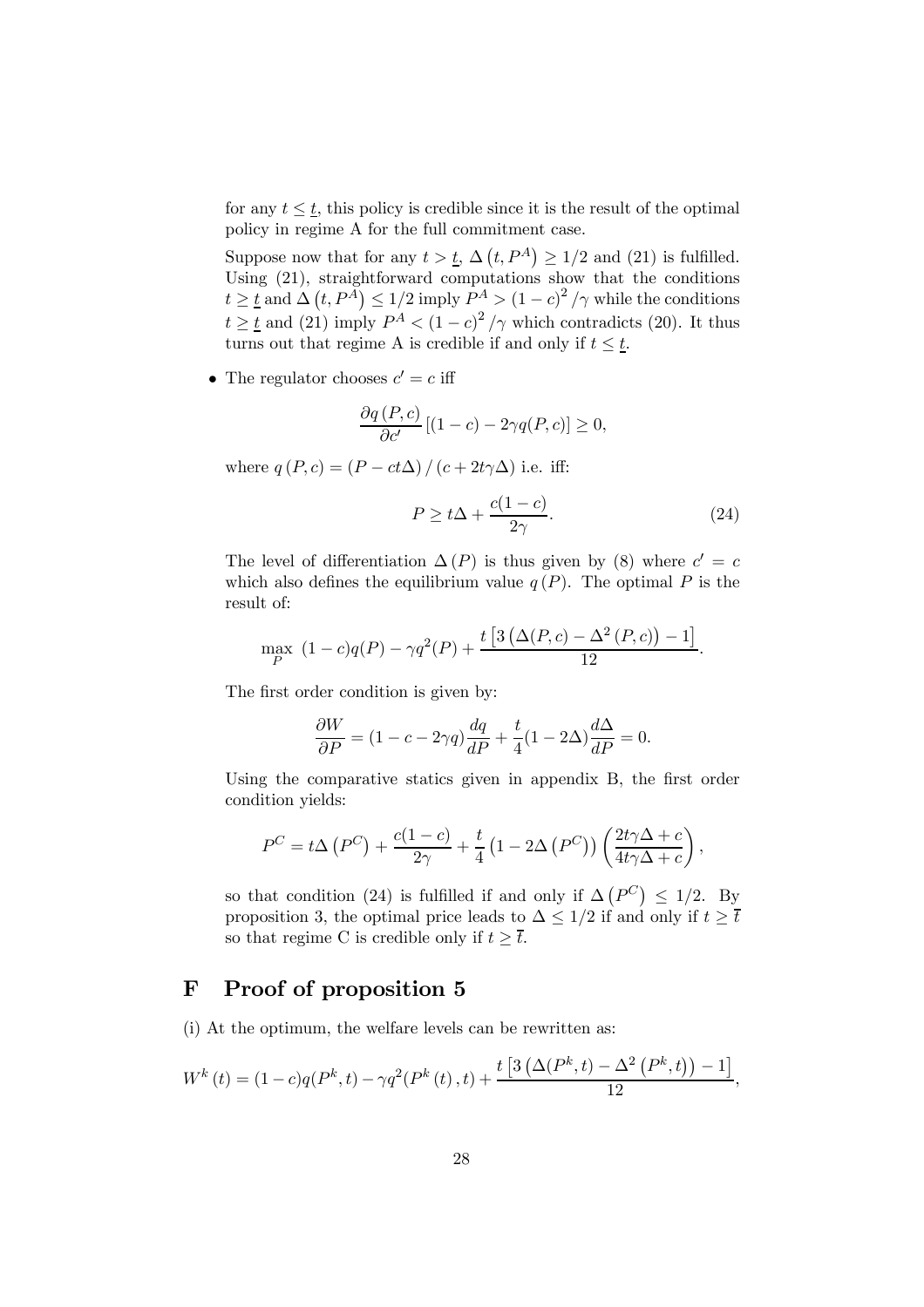for any $t \leq \underline{t}$, this policy is credible since it is the result of the optimal policy in regime A for the full commitment case.

Suppose now that for any $t > \underline{t}$, $\Delta\left(t, P^A\right) \geq 1/2$ and (21) is fulfilled. Using (21), straightforward computations show that the conditions $t \geq \underline{t}$ and $\Delta\left(t, P^A\right) \leq 1/2$ imply $P^A > (1-c)^2/\gamma$ while the conditions $t \geq \underline{t}$ and (21) imply $P^A < (1-c)^2/\gamma$ which contradicts (20). It thus turns out that regime A is credible if and only if $t \leq \underline{t}$.

- The regulator chooses $c' = c$ iff

$$\frac{\partial q\left(P, c\right)}{\partial c'}\left[(1-c) - 2\gamma q(P, c)\right] \geq 0,$$

where $q\left(P, c\right) = \left(P - ct\Delta\right)/\left(c + 2t\gamma\Delta\right)$ i.e. iff:

$$P \geq t\Delta + \frac{c(1-c)}{2\gamma}. \tag{24}$$

The level of differentiation $\Delta\left(P\right)$ is thus given by (8) where $c' = c$ which also defines the equilibrium value $q\left(P\right)$. The optimal $P$ is the result of:

$$\max_{P}\ (1-c)q(P) - \gamma q^2(P) + \frac{t\left[3\left(\Delta(P,c) - \Delta^2\left(P,c\right)\right) - 1\right]}{12}.$$

The first order condition is given by:

$$\frac{\partial W}{\partial P} = (1 - c - 2\gamma q)\frac{dq}{dP} + \frac{t}{4}(1 - 2\Delta)\frac{d\Delta}{dP} = 0.$$

Using the comparative statics given in appendix B, the first order condition yields:

$$P^C = t\Delta\left(P^C\right) + \frac{c(1-c)}{2\gamma} + \frac{t}{4}\left(1 - 2\Delta\left(P^C\right)\right)\left(\frac{2t\gamma\Delta + c}{4t\gamma\Delta + c}\right),$$

so that condition (24) is fulfilled if and only if $\Delta\left(P^C\right) \leq 1/2$. By proposition 3, the optimal price leads to $\Delta \leq 1/2$ if and only if $t \geq \overline{t}$ so that regime C is credible only if $t \geq \overline{t}$.

# F Proof of proposition 5

(i) At the optimum, the welfare levels can be rewritten as:

$$W^k\left(t\right) = (1-c)q(P^k, t) - \gamma q^2(P^k\left(t\right), t) + \frac{t\left[3\left(\Delta(P^k, t) - \Delta^2\left(P^k, t\right)\right) - 1\right]}{12},$$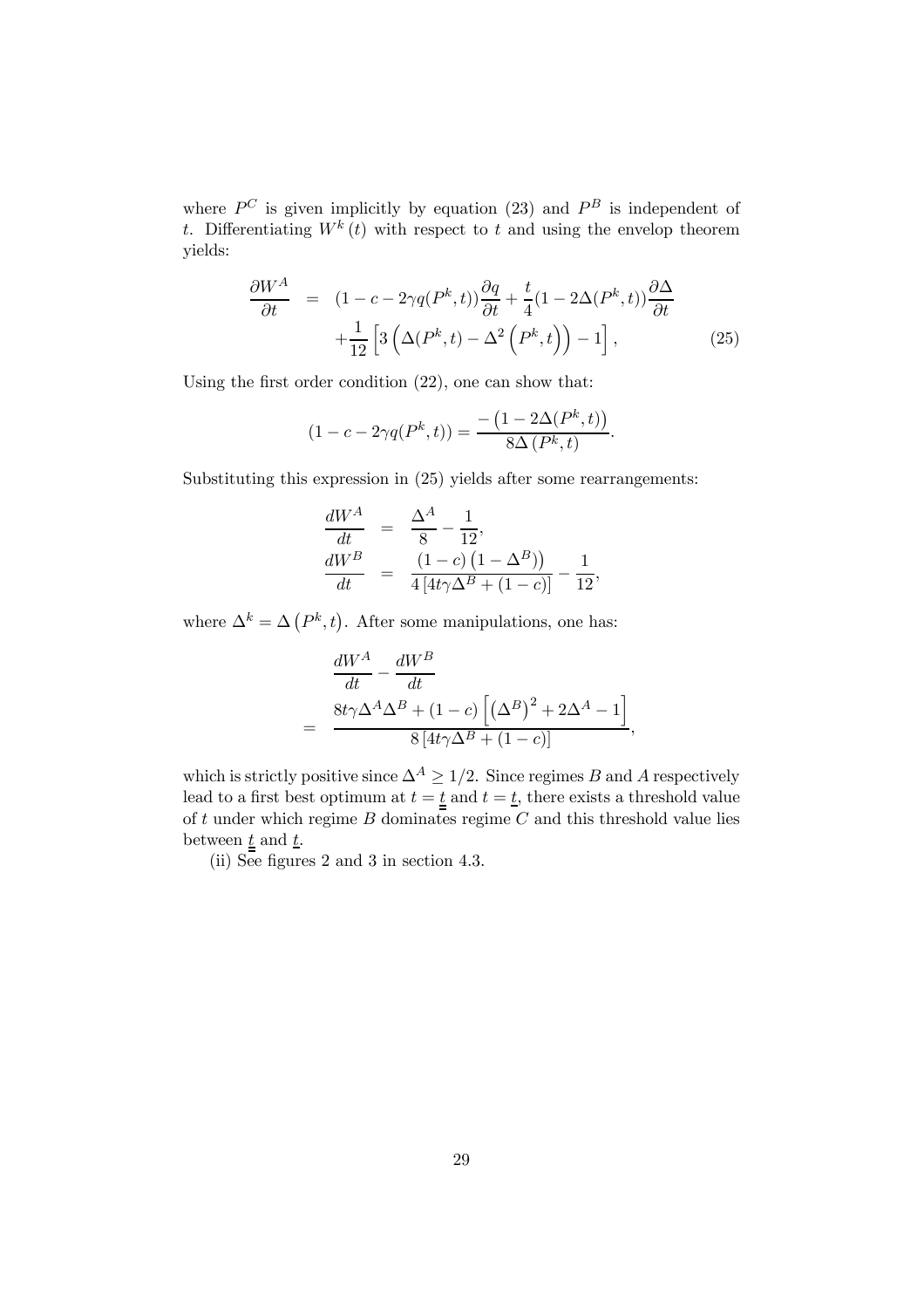where $P^C$ is given implicitly by equation (23) and $P^B$ is independent of $t$. Differentiating $W^k(t)$ with respect to $t$ and using the envelop theorem yields:

$$\frac{\partial W^A}{\partial t} = (1-c-2\gamma q(P^k,t))\frac{\partial q}{\partial t} + \frac{t}{4}(1-2\Delta(P^k,t))\frac{\partial \Delta}{\partial t} + \frac{1}{12}\left[3\left(\Delta(P^k,t) - \Delta^2\left(P^k,t\right)\right) - 1\right], \tag{25}$$

Using the first order condition (22), one can show that:

$$(1-c-2\gamma q(P^k,t)) = \frac{-\left(1-2\Delta(P^k,t)\right)}{8\Delta\left(P^k,t\right)}.$$

Substituting this expression in (25) yields after some rearrangements:

$$\frac{dW^A}{dt} = \frac{\Delta^A}{8} - \frac{1}{12},$$

$$\frac{dW^B}{dt} = \frac{(1-c)\left(1-\Delta^B\right)}{4\left[4t\gamma\Delta^B + (1-c)\right]} - \frac{1}{12},$$

where $\Delta^k = \Delta\left(P^k,t\right)$. After some manipulations, one has:

$$\frac{dW^A}{dt} - \frac{dW^B}{dt} = \frac{8t\gamma\Delta^A\Delta^B + (1-c)\left[\left(\Delta^B\right)^2 + 2\Delta^A - 1\right]}{8\left[4t\gamma\Delta^B + (1-c)\right]},$$

which is strictly positive since $\Delta^A \geq 1/2$. Since regimes $B$ and $A$ respectively lead to a first best optimum at $t = \underline{\underline{t}}$ and $t = \underline{t}$, there exists a threshold value of $t$ under which regime $B$ dominates regime $C$ and this threshold value lies between $\underline{\underline{t}}$ and $\underline{t}$.

(ii) See figures 2 and 3 in section 4.3.